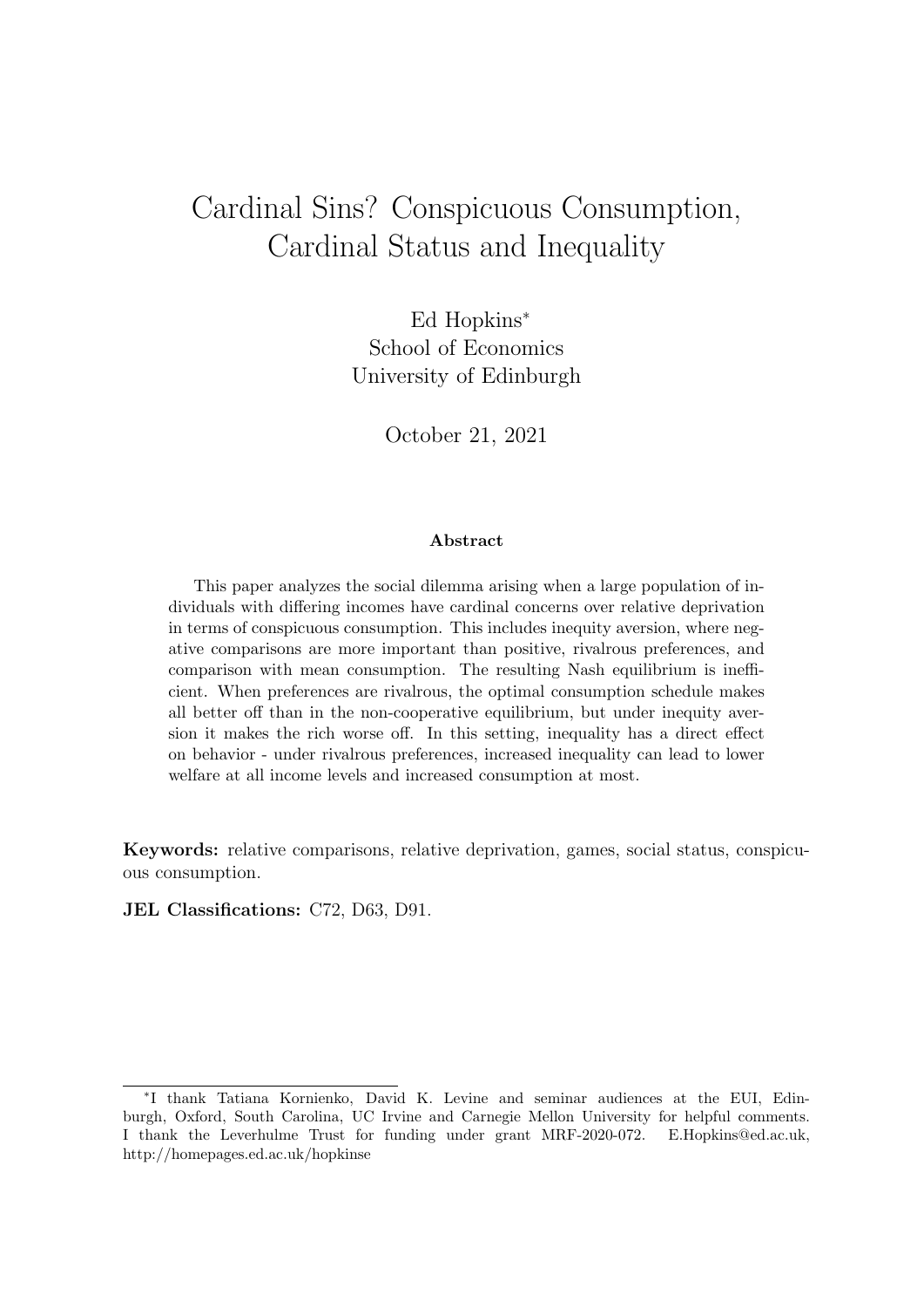# Cardinal Sins? Conspicuous Consumption, Cardinal Status and Inequality

Ed Hopkins*
School of Economics
University of Edinburgh

October 21, 2021

### Abstract

This paper analyzes the social dilemma arising when a large population of individuals with differing incomes have cardinal concerns over relative deprivation in terms of conspicuous consumption. This includes inequity aversion, where negative comparisons are more important than positive, rivalrous preferences, and comparison with mean consumption. The resulting Nash equilibrium is inefficient. When preferences are rivalrous, the optimal consumption schedule makes all better off than in the non-cooperative equilibrium, but under inequity aversion it makes the rich worse off. In this setting, inequality has a direct effect on behavior - under rivalrous preferences, increased inequality can lead to lower welfare at all income levels and increased consumption at most.

**Keywords:** relative comparisons, relative deprivation, games, social status, conspicuous consumption.

**JEL Classifications:** C72, D63, D91.

---

*I thank Tatiana Kornienko, David K. Levine and seminar audiences at the EUI, Edinburgh, Oxford, South Carolina, UC Irvine and Carnegie Mellon University for helpful comments. I thank the Leverhulme Trust for funding under grant MRF-2020-072. E.Hopkins@ed.ac.uk, http://homepages.ed.ac.uk/hopkinse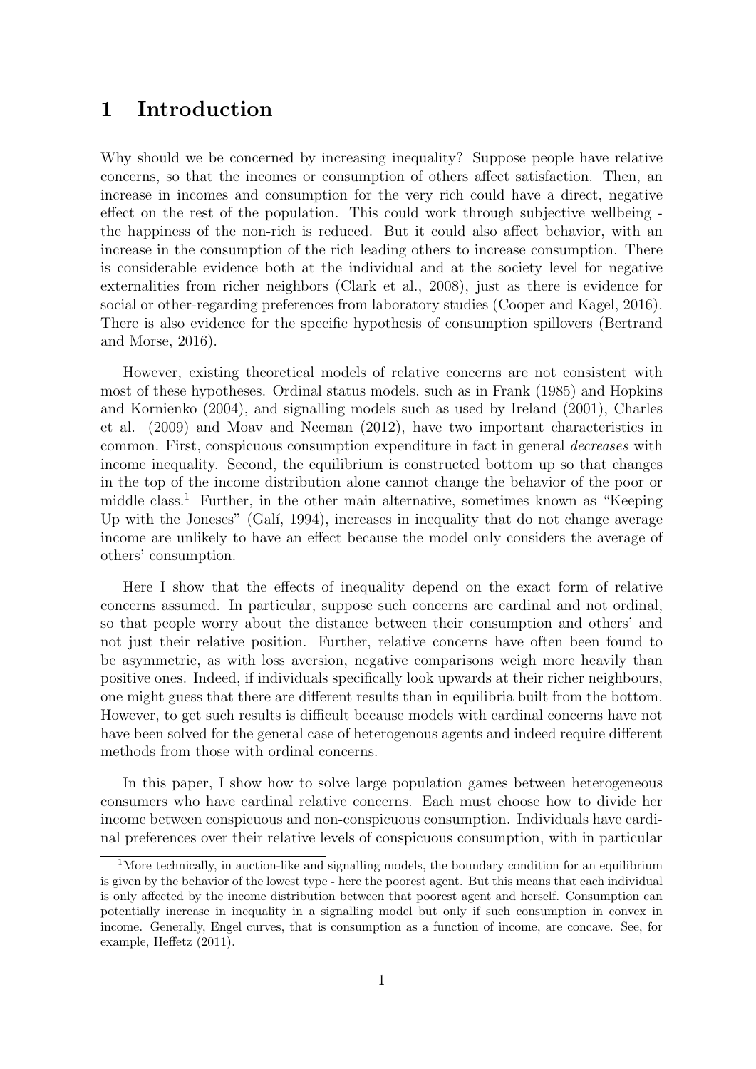# 1 Introduction

Why should we be concerned by increasing inequality? Suppose people have relative concerns, so that the incomes or consumption of others affect satisfaction. Then, an increase in incomes and consumption for the very rich could have a direct, negative effect on the rest of the population. This could work through subjective wellbeing - the happiness of the non-rich is reduced. But it could also affect behavior, with an increase in the consumption of the rich leading others to increase consumption. There is considerable evidence both at the individual and at the society level for negative externalities from richer neighbors (Clark et al., 2008), just as there is evidence for social or other-regarding preferences from laboratory studies (Cooper and Kagel, 2016). There is also evidence for the specific hypothesis of consumption spillovers (Bertrand and Morse, 2016).

However, existing theoretical models of relative concerns are not consistent with most of these hypotheses. Ordinal status models, such as in Frank (1985) and Hopkins and Kornienko (2004), and signalling models such as used by Ireland (2001), Charles et al. (2009) and Moav and Neeman (2012), have two important characteristics in common. First, conspicuous consumption expenditure in fact in general *decreases* with income inequality. Second, the equilibrium is constructed bottom up so that changes in the top of the income distribution alone cannot change the behavior of the poor or middle class.[1] Further, in the other main alternative, sometimes known as "Keeping Up with the Joneses" (Galí, 1994), increases in inequality that do not change average income are unlikely to have an effect because the model only considers the average of others' consumption.

Here I show that the effects of inequality depend on the exact form of relative concerns assumed. In particular, suppose such concerns are cardinal and not ordinal, so that people worry about the distance between their consumption and others' and not just their relative position. Further, relative concerns have often been found to be asymmetric, as with loss aversion, negative comparisons weigh more heavily than positive ones. Indeed, if individuals specifically look upwards at their richer neighbours, one might guess that there are different results than in equilibria built from the bottom. However, to get such results is difficult because models with cardinal concerns have not have been solved for the general case of heterogenous agents and indeed require different methods from those with ordinal concerns.

In this paper, I show how to solve large population games between heterogeneous consumers who have cardinal relative concerns. Each must choose how to divide her income between conspicuous and non-conspicuous consumption. Individuals have cardinal preferences over their relative levels of conspicuous consumption, with in particular

[1] More technically, in auction-like and signalling models, the boundary condition for an equilibrium is given by the behavior of the lowest type - here the poorest agent. But this means that each individual is only affected by the income distribution between that poorest agent and herself. Consumption can potentially increase in inequality in a signalling model but only if such consumption in convex in income. Generally, Engel curves, that is consumption as a function of income, are concave. See, for example, Heffetz (2011).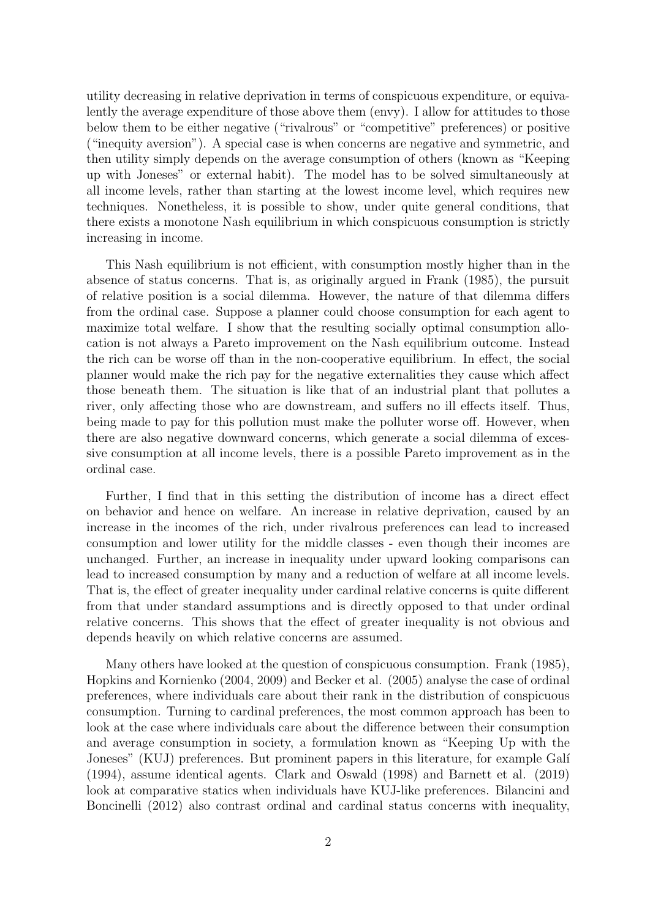utility decreasing in relative deprivation in terms of conspicuous expenditure, or equivalently the average expenditure of those above them (envy). I allow for attitudes to those below them to be either negative ("rivalrous" or "competitive" preferences) or positive ("inequity aversion"). A special case is when concerns are negative and symmetric, and then utility simply depends on the average consumption of others (known as "Keeping up with Joneses" or external habit). The model has to be solved simultaneously at all income levels, rather than starting at the lowest income level, which requires new techniques. Nonetheless, it is possible to show, under quite general conditions, that there exists a monotone Nash equilibrium in which conspicuous consumption is strictly increasing in income.

This Nash equilibrium is not efficient, with consumption mostly higher than in the absence of status concerns. That is, as originally argued in Frank (1985), the pursuit of relative position is a social dilemma. However, the nature of that dilemma differs from the ordinal case. Suppose a planner could choose consumption for each agent to maximize total welfare. I show that the resulting socially optimal consumption allocation is not always a Pareto improvement on the Nash equilibrium outcome. Instead the rich can be worse off than in the non-cooperative equilibrium. In effect, the social planner would make the rich pay for the negative externalities they cause which affect those beneath them. The situation is like that of an industrial plant that pollutes a river, only affecting those who are downstream, and suffers no ill effects itself. Thus, being made to pay for this pollution must make the polluter worse off. However, when there are also negative downward concerns, which generate a social dilemma of excessive consumption at all income levels, there is a possible Pareto improvement as in the ordinal case.

Further, I find that in this setting the distribution of income has a direct effect on behavior and hence on welfare. An increase in relative deprivation, caused by an increase in the incomes of the rich, under rivalrous preferences can lead to increased consumption and lower utility for the middle classes - even though their incomes are unchanged. Further, an increase in inequality under upward looking comparisons can lead to increased consumption by many and a reduction of welfare at all income levels. That is, the effect of greater inequality under cardinal relative concerns is quite different from that under standard assumptions and is directly opposed to that under ordinal relative concerns. This shows that the effect of greater inequality is not obvious and depends heavily on which relative concerns are assumed.

Many others have looked at the question of conspicuous consumption. Frank (1985), Hopkins and Kornienko (2004, 2009) and Becker et al. (2005) analyse the case of ordinal preferences, where individuals care about their rank in the distribution of conspicuous consumption. Turning to cardinal preferences, the most common approach has been to look at the case where individuals care about the difference between their consumption and average consumption in society, a formulation known as "Keeping Up with the Joneses" (KUJ) preferences. But prominent papers in this literature, for example Galí (1994), assume identical agents. Clark and Oswald (1998) and Barnett et al. (2019) look at comparative statics when individuals have KUJ-like preferences. Bilancini and Boncinelli (2012) also contrast ordinal and cardinal status concerns with inequality,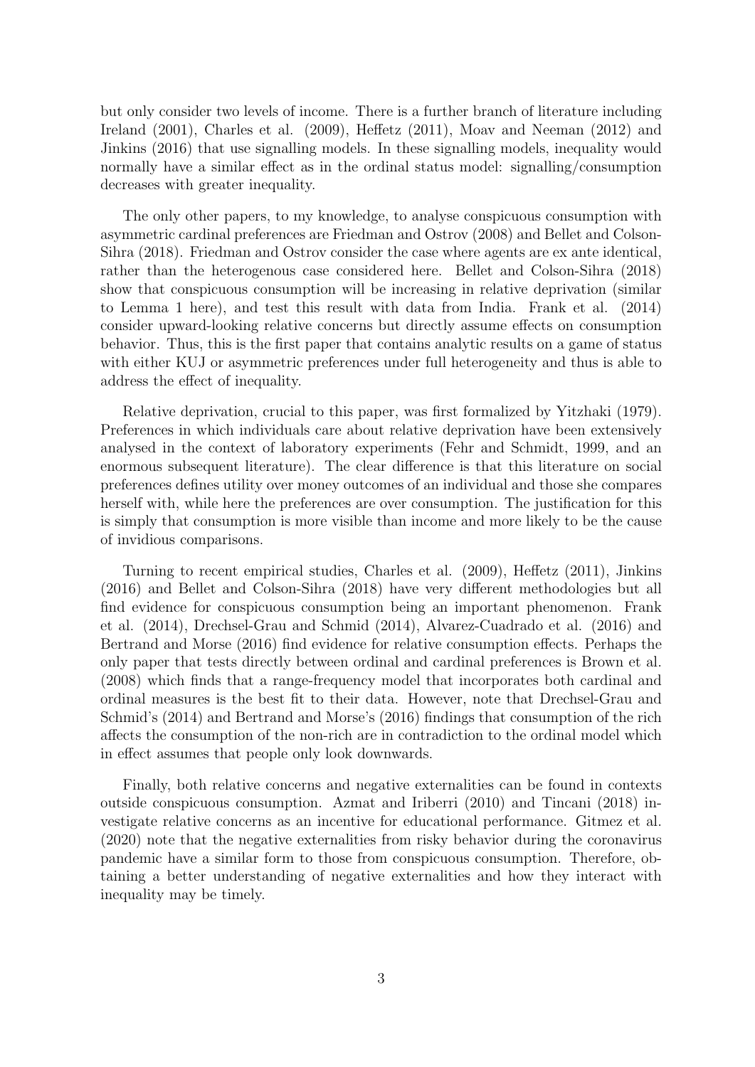but only consider two levels of income. There is a further branch of literature including Ireland (2001), Charles et al. (2009), Heffetz (2011), Moav and Neeman (2012) and Jinkins (2016) that use signalling models. In these signalling models, inequality would normally have a similar effect as in the ordinal status model: signalling/consumption decreases with greater inequality.

The only other papers, to my knowledge, to analyse conspicuous consumption with asymmetric cardinal preferences are Friedman and Ostrov (2008) and Bellet and Colson-Sihra (2018). Friedman and Ostrov consider the case where agents are ex ante identical, rather than the heterogenous case considered here. Bellet and Colson-Sihra (2018) show that conspicuous consumption will be increasing in relative deprivation (similar to Lemma 1 here), and test this result with data from India. Frank et al. (2014) consider upward-looking relative concerns but directly assume effects on consumption behavior. Thus, this is the first paper that contains analytic results on a game of status with either KUJ or asymmetric preferences under full heterogeneity and thus is able to address the effect of inequality.

Relative deprivation, crucial to this paper, was first formalized by Yitzhaki (1979). Preferences in which individuals care about relative deprivation have been extensively analysed in the context of laboratory experiments (Fehr and Schmidt, 1999, and an enormous subsequent literature). The clear difference is that this literature on social preferences defines utility over money outcomes of an individual and those she compares herself with, while here the preferences are over consumption. The justification for this is simply that consumption is more visible than income and more likely to be the cause of invidious comparisons.

Turning to recent empirical studies, Charles et al. (2009), Heffetz (2011), Jinkins (2016) and Bellet and Colson-Sihra (2018) have very different methodologies but all find evidence for conspicuous consumption being an important phenomenon. Frank et al. (2014), Drechsel-Grau and Schmid (2014), Alvarez-Cuadrado et al. (2016) and Bertrand and Morse (2016) find evidence for relative consumption effects. Perhaps the only paper that tests directly between ordinal and cardinal preferences is Brown et al. (2008) which finds that a range-frequency model that incorporates both cardinal and ordinal measures is the best fit to their data. However, note that Drechsel-Grau and Schmid's (2014) and Bertrand and Morse's (2016) findings that consumption of the rich affects the consumption of the non-rich are in contradiction to the ordinal model which in effect assumes that people only look downwards.

Finally, both relative concerns and negative externalities can be found in contexts outside conspicuous consumption. Azmat and Iriberri (2010) and Tincani (2018) investigate relative concerns as an incentive for educational performance. Gitmez et al. (2020) note that the negative externalities from risky behavior during the coronavirus pandemic have a similar form to those from conspicuous consumption. Therefore, obtaining a better understanding of negative externalities and how they interact with inequality may be timely.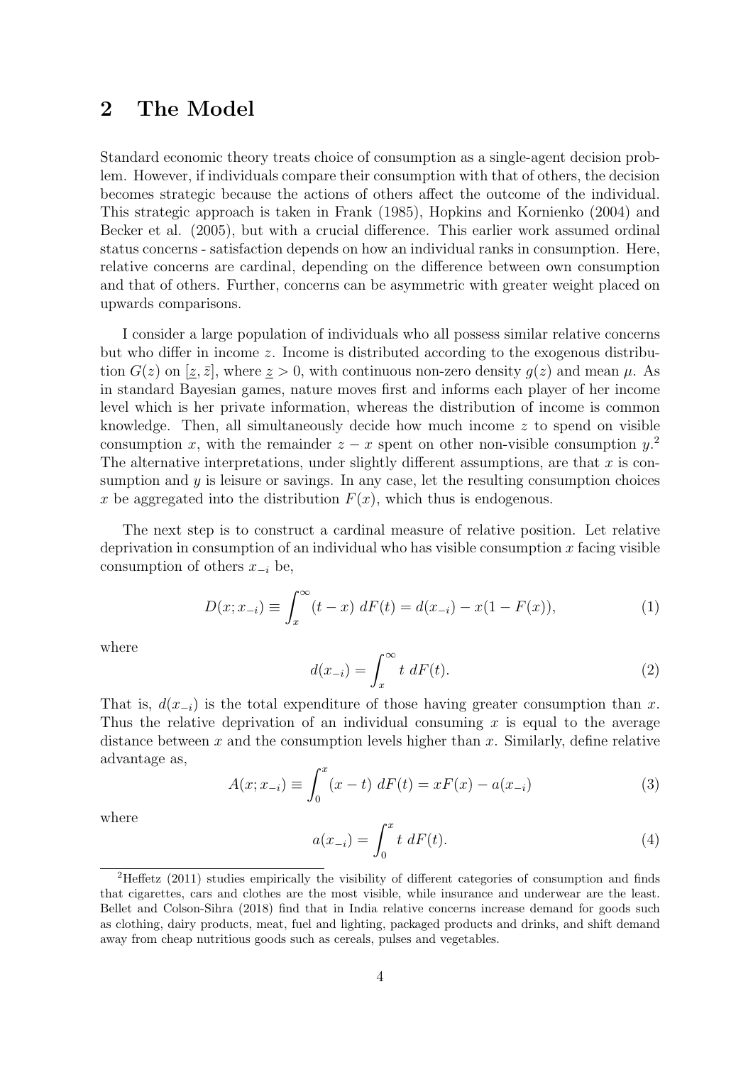## 2 The Model

Standard economic theory treats choice of consumption as a single-agent decision problem. However, if individuals compare their consumption with that of others, the decision becomes strategic because the actions of others affect the outcome of the individual. This strategic approach is taken in Frank (1985), Hopkins and Kornienko (2004) and Becker et al. (2005), but with a crucial difference. This earlier work assumed ordinal status concerns - satisfaction depends on how an individual ranks in consumption. Here, relative concerns are cardinal, depending on the difference between own consumption and that of others. Further, concerns can be asymmetric with greater weight placed on upwards comparisons.

I consider a large population of individuals who all possess similar relative concerns but who differ in income $z$. Income is distributed according to the exogenous distribution $G(z)$ on $[\underline{z}, \bar{z}]$, where $\underline{z} > 0$, with continuous non-zero density $g(z)$ and mean $\mu$. As in standard Bayesian games, nature moves first and informs each player of her income level which is her private information, whereas the distribution of income is common knowledge. Then, all simultaneously decide how much income $z$ to spend on visible consumption $x$, with the remainder $z - x$ spent on other non-visible consumption $y$.[2] The alternative interpretations, under slightly different assumptions, are that $x$ is consumption and $y$ is leisure or savings. In any case, let the resulting consumption choices $x$ be aggregated into the distribution $F(x)$, which thus is endogenous.

The next step is to construct a cardinal measure of relative position. Let relative deprivation in consumption of an individual who has visible consumption $x$ facing visible consumption of others $x_{-i}$ be,

$$D(x; x_{-i}) \equiv \int_x^\infty (t - x)\ dF(t) = d(x_{-i}) - x(1 - F(x)), \tag{1}$$

where

$$d(x_{-i}) = \int_x^\infty t\ dF(t). \tag{2}$$

That is, $d(x_{-i})$ is the total expenditure of those having greater consumption than $x$. Thus the relative deprivation of an individual consuming $x$ is equal to the average distance between $x$ and the consumption levels higher than $x$. Similarly, define relative advantage as,

$$A(x; x_{-i}) \equiv \int_0^x (x - t)\ dF(t) = xF(x) - a(x_{-i}) \tag{3}$$

where

$$a(x_{-i}) = \int_0^x t\ dF(t). \tag{4}$$

[2] Heffetz (2011) studies empirically the visibility of different categories of consumption and finds that cigarettes, cars and clothes are the most visible, while insurance and underwear are the least. Bellet and Colson-Sihra (2018) find that in India relative concerns increase demand for goods such as clothing, dairy products, meat, fuel and lighting, packaged products and drinks, and shift demand away from cheap nutritious goods such as cereals, pulses and vegetables.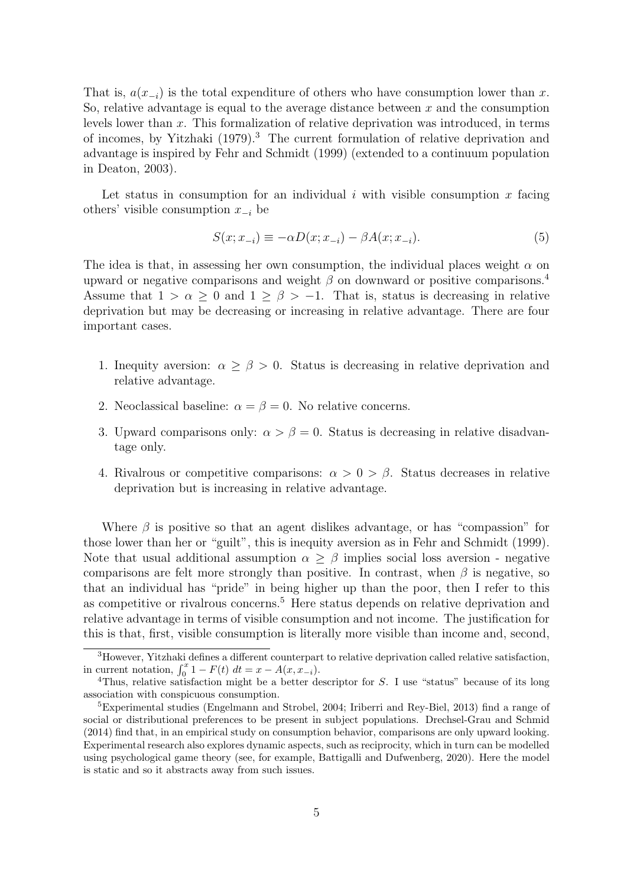That is, $a(x_{-i})$ is the total expenditure of others who have consumption lower than $x$. So, relative advantage is equal to the average distance between $x$ and the consumption levels lower than $x$. This formalization of relative deprivation was introduced, in terms of incomes, by Yitzhaki (1979).[3] The current formulation of relative deprivation and advantage is inspired by Fehr and Schmidt (1999) (extended to a continuum population in Deaton, 2003).

Let status in consumption for an individual $i$ with visible consumption $x$ facing others' visible consumption $x_{-i}$ be

$$S(x; x_{-i}) \equiv -\alpha D(x; x_{-i}) - \beta A(x; x_{-i}). \tag{5}$$

The idea is that, in assessing her own consumption, the individual places weight $\alpha$ on upward or negative comparisons and weight $\beta$ on downward or positive comparisons.[4] Assume that $1 > \alpha \geq 0$ and $1 \geq \beta > -1$. That is, status is decreasing in relative deprivation but may be decreasing or increasing in relative advantage. There are four important cases.

1. Inequity aversion: $\alpha \geq \beta > 0$. Status is decreasing in relative deprivation and relative advantage.
2. Neoclassical baseline: $\alpha = \beta = 0$. No relative concerns.
3. Upward comparisons only: $\alpha > \beta = 0$. Status is decreasing in relative disadvantage only.
4. Rivalrous or competitive comparisons: $\alpha > 0 > \beta$. Status decreases in relative deprivation but is increasing in relative advantage.

Where $\beta$ is positive so that an agent dislikes advantage, or has "compassion" for those lower than her or "guilt", this is inequity aversion as in Fehr and Schmidt (1999). Note that usual additional assumption $\alpha \geq \beta$ implies social loss aversion - negative comparisons are felt more strongly than positive. In contrast, when $\beta$ is negative, so that an individual has "pride" in being higher up than the poor, then I refer to this as competitive or rivalrous concerns.[5] Here status depends on relative deprivation and relative advantage in terms of visible consumption and not income. The justification for this is that, first, visible consumption is literally more visible than income and, second,

[3] However, Yitzhaki defines a different counterpart to relative deprivation called relative satisfaction, in current notation, $\int_0^x 1 - F(t)\ dt = x - A(x, x_{-i})$.

[4] Thus, relative satisfaction might be a better descriptor for $S$. I use "status" because of its long association with conspicuous consumption.

[5] Experimental studies (Engelmann and Strobel, 2004; Iriberri and Rey-Biel, 2013) find a range of social or distributional preferences to be present in subject populations. Drechsel-Grau and Schmid (2014) find that, in an empirical study on consumption behavior, comparisons are only upward looking. Experimental research also explores dynamic aspects, such as reciprocity, which in turn can be modelled using psychological game theory (see, for example, Battigalli and Dufwenberg, 2020). Here the model is static and so it abstracts away from such issues.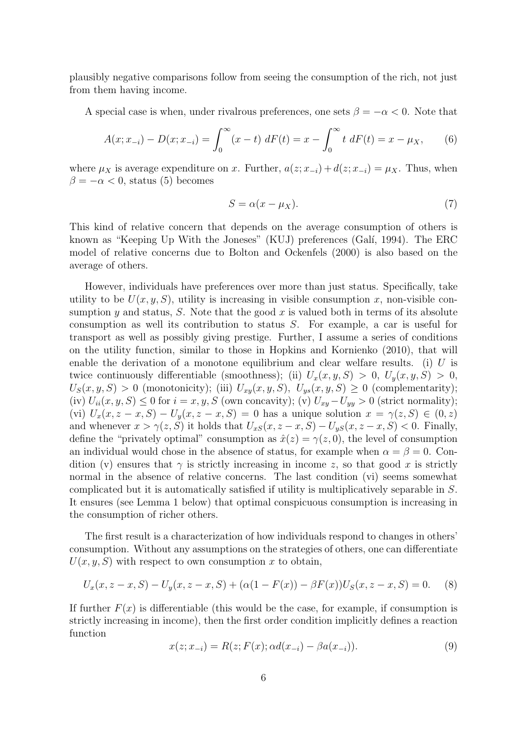plausibly negative comparisons follow from seeing the consumption of the rich, not just from them having income.

A special case is when, under rivalrous preferences, one sets $\beta = -\alpha < 0$. Note that

$$A(x; x_{-i}) - D(x; x_{-i}) = \int_0^\infty (x - t)\ dF(t) = x - \int_0^\infty t\ dF(t) = x - \mu_X, \tag{6}$$

where $\mu_X$ is average expenditure on $x$. Further, $a(z; x_{-i}) + d(z; x_{-i}) = \mu_X$. Thus, when $\beta = -\alpha < 0$, status (5) becomes

$$S = \alpha(x - \mu_X). \tag{7}$$

This kind of relative concern that depends on the average consumption of others is known as "Keeping Up With the Joneses" (KUJ) preferences (Galí, 1994). The ERC model of relative concerns due to Bolton and Ockenfels (2000) is also based on the average of others.

However, individuals have preferences over more than just status. Specifically, take utility to be $U(x, y, S)$, utility is increasing in visible consumption $x$, non-visible consumption $y$ and status, $S$. Note that the good $x$ is valued both in terms of its absolute consumption as well its contribution to status $S$. For example, a car is useful for transport as well as possibly giving prestige. Further, I assume a series of conditions on the utility function, similar to those in Hopkins and Kornienko (2010), that will enable the derivation of a monotone equilibrium and clear welfare results. (i) $U$ is twice continuously differentiable (smoothness); (ii) $U_x(x, y, S) > 0$, $U_y(x, y, S) > 0$, $U_S(x, y, S) > 0$ (monotonicity); (iii) $U_{xy}(x, y, S)$, $U_{ys}(x, y, S) \geq 0$ (complementarity); (iv) $U_{ii}(x, y, S) \leq 0$ for $i = x, y, S$ (own concavity); (v) $U_{xy} - U_{yy} > 0$ (strict normality); (vi) $U_x(x, z - x, S) - U_y(x, z - x, S) = 0$ has a unique solution $x = \gamma(z, S) \in (0, z)$ and whenever $x > \gamma(z, S)$ it holds that $U_{xS}(x, z - x, S) - U_{yS}(x, z - x, S) < 0$. Finally, define the "privately optimal" consumption as $\hat{x}(z) = \gamma(z, 0)$, the level of consumption an individual would chose in the absence of status, for example when $\alpha = \beta = 0$. Condition (v) ensures that $\gamma$ is strictly increasing in income $z$, so that good $x$ is strictly normal in the absence of relative concerns. The last condition (vi) seems somewhat complicated but it is automatically satisfied if utility is multiplicatively separable in $S$. It ensures (see Lemma 1 below) that optimal conspicuous consumption is increasing in the consumption of richer others.

The first result is a characterization of how individuals respond to changes in others' consumption. Without any assumptions on the strategies of others, one can differentiate $U(x, y, S)$ with respect to own consumption $x$ to obtain,

$$U_x(x, z - x, S) - U_y(x, z - x, S) + (\alpha(1 - F(x)) - \beta F(x))U_S(x, z - x, S) = 0. \tag{8}$$

If further $F(x)$ is differentiable (this would be the case, for example, if consumption is strictly increasing in income), then the first order condition implicitly defines a reaction function

$$x(z; x_{-i}) = R(z; F(x); \alpha d(x_{-i}) - \beta a(x_{-i})). \tag{9}$$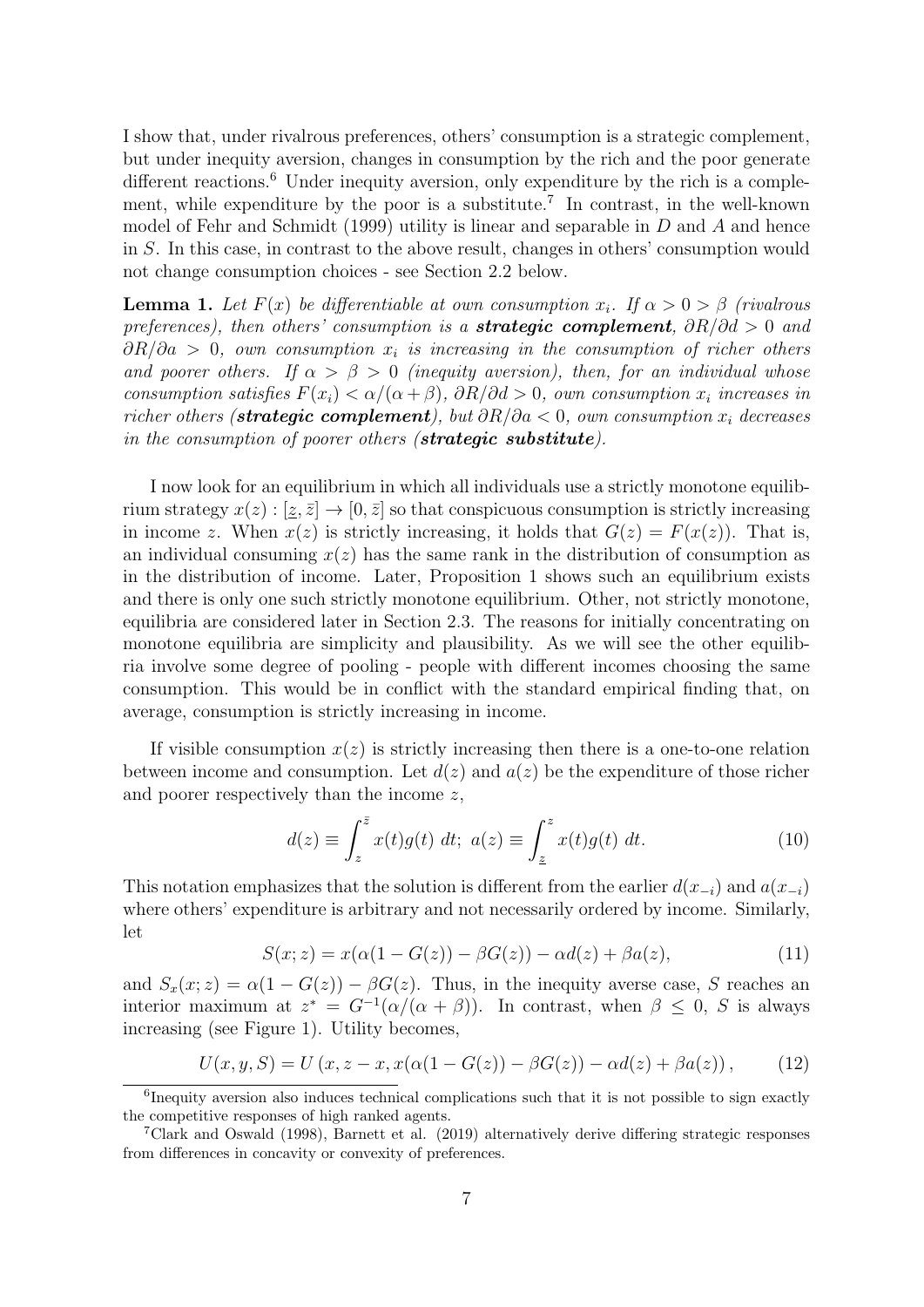I show that, under rivalrous preferences, others' consumption is a strategic complement, but under inequity aversion, changes in consumption by the rich and the poor generate different reactions.[6] Under inequity aversion, only expenditure by the rich is a complement, while expenditure by the poor is a substitute.[7] In contrast, in the well-known model of Fehr and Schmidt (1999) utility is linear and separable in $D$ and $A$ and hence in $S$. In this case, in contrast to the above result, changes in others' consumption would not change consumption choices - see Section 2.2 below.

**Lemma 1.** *Let $F(x)$ be differentiable at own consumption $x_i$. If $\alpha > 0 > \beta$ (rivalrous preferences), then others' consumption is a* ***strategic complement****, $\partial R/\partial d > 0$ and $\partial R/\partial a > 0$, own consumption $x_i$ is increasing in the consumption of richer others and poorer others. If $\alpha > \beta > 0$ (inequity aversion), then, for an individual whose consumption satisfies $F(x_i) < \alpha/(\alpha+\beta)$, $\partial R/\partial d > 0$, own consumption $x_i$ increases in richer others (****strategic complement****), but $\partial R/\partial a < 0$, own consumption $x_i$ decreases in the consumption of poorer others (****strategic substitute****).*

I now look for an equilibrium in which all individuals use a strictly monotone equilibrium strategy $x(z) : [\underline{z}, \bar{z}] \to [0, \bar{z}]$ so that conspicuous consumption is strictly increasing in income $z$. When $x(z)$ is strictly increasing, it holds that $G(z) = F(x(z))$. That is, an individual consuming $x(z)$ has the same rank in the distribution of consumption as in the distribution of income. Later, Proposition 1 shows such an equilibrium exists and there is only one such strictly monotone equilibrium. Other, not strictly monotone, equilibria are considered later in Section 2.3. The reasons for initially concentrating on monotone equilibria are simplicity and plausibility. As we will see the other equilibria involve some degree of pooling - people with different incomes choosing the same consumption. This would be in conflict with the standard empirical finding that, on average, consumption is strictly increasing in income.

If visible consumption $x(z)$ is strictly increasing then there is a one-to-one relation between income and consumption. Let $d(z)$ and $a(z)$ be the expenditure of those richer and poorer respectively than the income $z$,

$$d(z) \equiv \int_{z}^{\bar{z}} x(t)g(t)\ dt;\ a(z) \equiv \int_{\underline{z}}^{z} x(t)g(t)\ dt. \tag{10}$$

This notation emphasizes that the solution is different from the earlier $d(x_{-i})$ and $a(x_{-i})$ where others' expenditure is arbitrary and not necessarily ordered by income. Similarly, let

$$S(x; z) = x(\alpha(1 - G(z)) - \beta G(z)) - \alpha d(z) + \beta a(z), \tag{11}$$

and $S_x(x; z) = \alpha(1 - G(z)) - \beta G(z)$. Thus, in the inequity averse case, $S$ reaches an interior maximum at $z^* = G^{-1}(\alpha/(\alpha + \beta))$. In contrast, when $\beta \leq 0$, $S$ is always increasing (see Figure 1). Utility becomes,

$$U(x, y, S) = U\left(x, z - x, x(\alpha(1 - G(z)) - \beta G(z)) - \alpha d(z) + \beta a(z)\right), \tag{12}$$

[6] Inequity aversion also induces technical complications such that it is not possible to sign exactly the competitive responses of high ranked agents.

[7] Clark and Oswald (1998), Barnett et al. (2019) alternatively derive differing strategic responses from differences in concavity or convexity of preferences.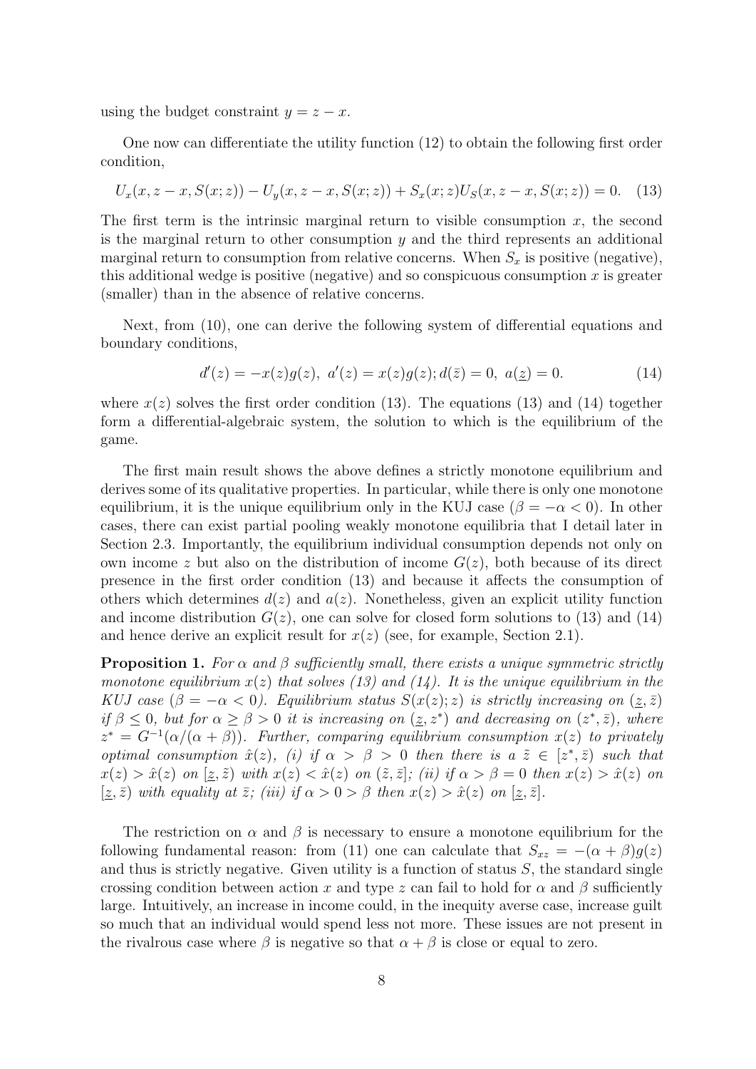using the budget constraint $y = z - x$.

One now can differentiate the utility function (12) to obtain the following first order condition,

$$U_x(x, z - x, S(x; z)) - U_y(x, z - x, S(x; z)) + S_x(x; z)U_S(x, z - x, S(x; z)) = 0. \quad (13)$$

The first term is the intrinsic marginal return to visible consumption $x$, the second is the marginal return to other consumption $y$ and the third represents an additional marginal return to consumption from relative concerns. When $S_x$ is positive (negative), this additional wedge is positive (negative) and so conspicuous consumption $x$ is greater (smaller) than in the absence of relative concerns.

Next, from (10), one can derive the following system of differential equations and boundary conditions,

$$d'(z) = -x(z)g(z),\ a'(z) = x(z)g(z); d(\bar{z}) = 0,\ a(\underline{z}) = 0. \quad (14)$$

where $x(z)$ solves the first order condition (13). The equations (13) and (14) together form a differential-algebraic system, the solution to which is the equilibrium of the game.

The first main result shows the above defines a strictly monotone equilibrium and derives some of its qualitative properties. In particular, while there is only one monotone equilibrium, it is the unique equilibrium only in the KUJ case ($\beta = -\alpha < 0$). In other cases, there can exist partial pooling weakly monotone equilibria that I detail later in Section 2.3. Importantly, the equilibrium individual consumption depends not only on own income $z$ but also on the distribution of income $G(z)$, both because of its direct presence in the first order condition (13) and because it affects the consumption of others which determines $d(z)$ and $a(z)$. Nonetheless, given an explicit utility function and income distribution $G(z)$, one can solve for closed form solutions to (13) and (14) and hence derive an explicit result for $x(z)$ (see, for example, Section 2.1).

**Proposition 1.** *For $\alpha$ and $\beta$ sufficiently small, there exists a unique symmetric strictly monotone equilibrium $x(z)$ that solves (13) and (14). It is the unique equilibrium in the KUJ case ($\beta = -\alpha < 0$). Equilibrium status $S(x(z); z)$ is strictly increasing on $(\underline{z}, \bar{z})$ if $\beta \leq 0$, but for $\alpha \geq \beta > 0$ it is increasing on $(\underline{z}, z^*)$ and decreasing on $(z^*, \bar{z})$, where $z^* = G^{-1}(\alpha/(\alpha + \beta))$. Further, comparing equilibrium consumption $x(z)$ to privately optimal consumption $\hat{x}(z)$, (i) if $\alpha > \beta > 0$ then there is a $\tilde{z} \in [z^*, \bar{z})$ such that $x(z) > \hat{x}(z)$ on $[\underline{z}, \tilde{z})$ with $x(z) < \hat{x}(z)$ on $(\tilde{z}, \bar{z}]$; (ii) if $\alpha > \beta = 0$ then $x(z) > \hat{x}(z)$ on $[\underline{z}, \bar{z})$ with equality at $\bar{z}$; (iii) if $\alpha > 0 > \beta$ then $x(z) > \hat{x}(z)$ on $[\underline{z}, \bar{z}]$.*

The restriction on $\alpha$ and $\beta$ is necessary to ensure a monotone equilibrium for the following fundamental reason: from (11) one can calculate that $S_{xz} = -(\alpha + \beta)g(z)$ and thus is strictly negative. Given utility is a function of status $S$, the standard single crossing condition between action $x$ and type $z$ can fail to hold for $\alpha$ and $\beta$ sufficiently large. Intuitively, an increase in income could, in the inequity averse case, increase guilt so much that an individual would spend less not more. These issues are not present in the rivalrous case where $\beta$ is negative so that $\alpha + \beta$ is close or equal to zero.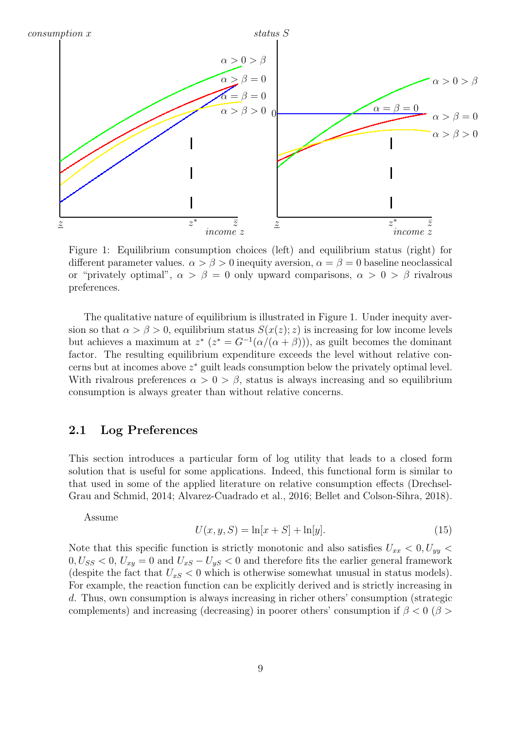Figure 1: Equilibrium consumption choices (left) and equilibrium status (right) for different parameter values. $\alpha > \beta > 0$ inequity aversion, $\alpha = \beta = 0$ baseline neoclassical or "privately optimal", $\alpha > \beta = 0$ only upward comparisons, $\alpha > 0 > \beta$ rivalrous preferences.

The qualitative nature of equilibrium is illustrated in Figure 1. Under inequity aversion so that $\alpha > \beta > 0$, equilibrium status $S(x(z); z)$ is increasing for low income levels but achieves a maximum at $z^*$ ($z^* = G^{-1}(\alpha/(\alpha + \beta))$), as guilt becomes the dominant factor. The resulting equilibrium expenditure exceeds the level without relative concerns but at incomes above $z^*$ guilt leads consumption below the privately optimal level. With rivalrous preferences $\alpha > 0 > \beta$, status is always increasing and so equilibrium consumption is always greater than without relative concerns.

## 2.1 Log Preferences

This section introduces a particular form of log utility that leads to a closed form solution that is useful for some applications. Indeed, this functional form is similar to that used in some of the applied literature on relative consumption effects (Drechsel-Grau and Schmid, 2014; Alvarez-Cuadrado et al., 2016; Bellet and Colson-Sihra, 2018).

Assume

$$U(x, y, S) = \ln[x + S] + \ln[y]. \tag{15}$$

Note that this specific function is strictly monotonic and also satisfies $U_{xx} < 0, U_{yy} < 0, U_{SS} < 0$, $U_{xy} = 0$ and $U_{xS} - U_{yS} < 0$ and therefore fits the earlier general framework (despite the fact that $U_{xS} < 0$ which is otherwise somewhat unusual in status models). For example, the reaction function can be explicitly derived and is strictly increasing in $d$. Thus, own consumption is always increasing in richer others' consumption (strategic complements) and increasing (decreasing) in poorer others' consumption if $\beta < 0$ ($\beta >$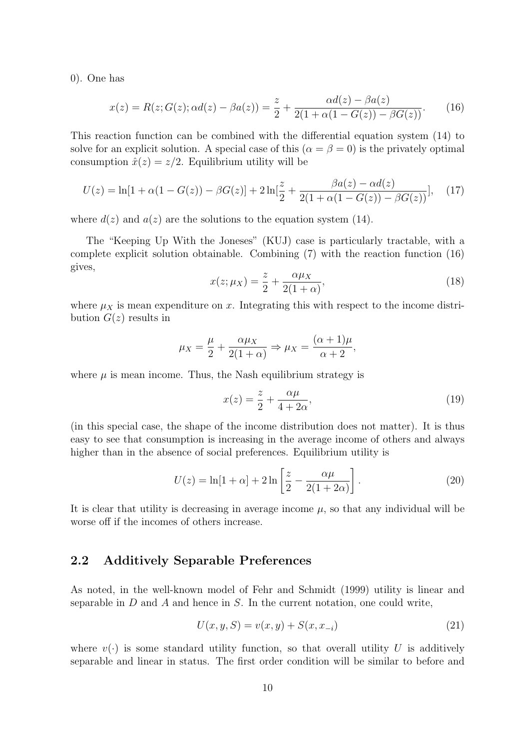0). One has

$$x(z) = R(z; G(z); \alpha d(z) - \beta a(z)) = \frac{z}{2} + \frac{\alpha d(z) - \beta a(z)}{2(1 + \alpha(1 - G(z)) - \beta G(z))}. \tag{16}$$

This reaction function can be combined with the differential equation system (14) to solve for an explicit solution. A special case of this ($\alpha = \beta = 0$) is the privately optimal consumption $\hat{x}(z) = z/2$. Equilibrium utility will be

$$U(z) = \ln[1 + \alpha(1 - G(z)) - \beta G(z)] + 2\ln[\frac{z}{2} + \frac{\beta a(z) - \alpha d(z)}{2(1 + \alpha(1 - G(z)) - \beta G(z))}], \tag{17}$$

where $d(z)$ and $a(z)$ are the solutions to the equation system (14).

The "Keeping Up With the Joneses" (KUJ) case is particularly tractable, with a complete explicit solution obtainable. Combining (7) with the reaction function (16) gives,

$$x(z; \mu_X) = \frac{z}{2} + \frac{\alpha \mu_X}{2(1 + \alpha)}, \tag{18}$$

where $\mu_X$ is mean expenditure on $x$. Integrating this with respect to the income distribution $G(z)$ results in

$$\mu_X = \frac{\mu}{2} + \frac{\alpha \mu_X}{2(1 + \alpha)} \Rightarrow \mu_X = \frac{(\alpha + 1)\mu}{\alpha + 2},$$

where $\mu$ is mean income. Thus, the Nash equilibrium strategy is

$$x(z) = \frac{z}{2} + \frac{\alpha \mu}{4 + 2\alpha}, \tag{19}$$

(in this special case, the shape of the income distribution does not matter). It is thus easy to see that consumption is increasing in the average income of others and always higher than in the absence of social preferences. Equilibrium utility is

$$U(z) = \ln[1 + \alpha] + 2\ln\left[\frac{z}{2} - \frac{\alpha \mu}{2(1 + 2\alpha)}\right]. \tag{20}$$

It is clear that utility is decreasing in average income $\mu$, so that any individual will be worse off if the incomes of others increase.

## 2.2 Additively Separable Preferences

As noted, in the well-known model of Fehr and Schmidt (1999) utility is linear and separable in $D$ and $A$ and hence in $S$. In the current notation, one could write,

$$U(x, y, S) = v(x, y) + S(x, x_{-i}) \tag{21}$$

where $v(\cdot)$ is some standard utility function, so that overall utility $U$ is additively separable and linear in status. The first order condition will be similar to before and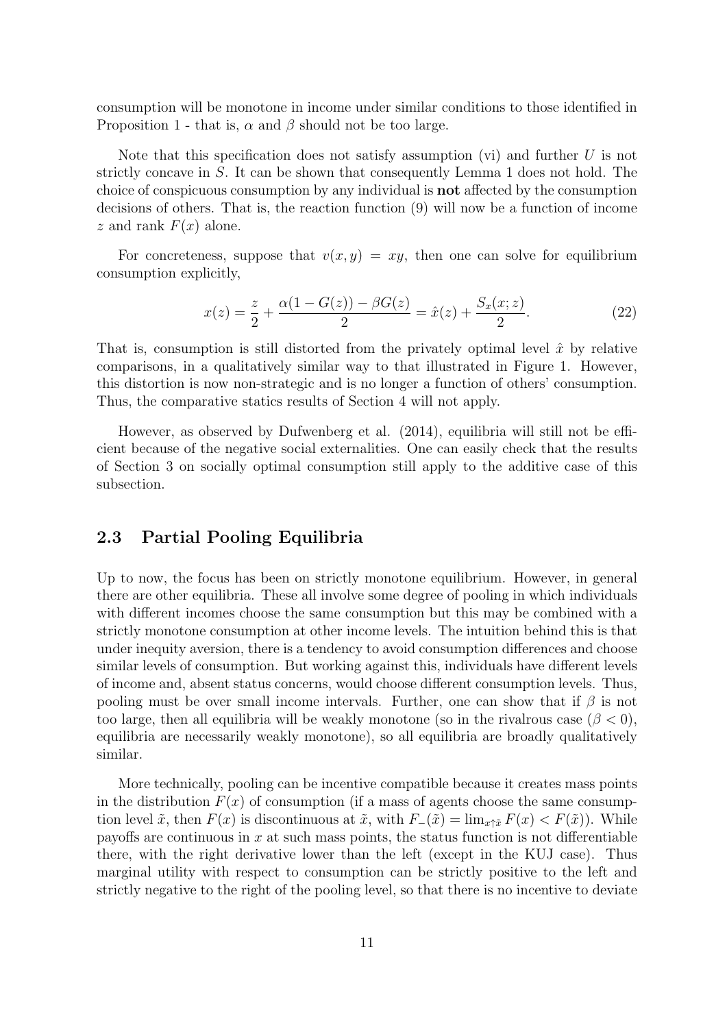consumption will be monotone in income under similar conditions to those identified in Proposition 1 - that is, $\alpha$ and $\beta$ should not be too large.

Note that this specification does not satisfy assumption (vi) and further $U$ is not strictly concave in $S$. It can be shown that consequently Lemma 1 does not hold. The choice of conspicuous consumption by any individual is **not** affected by the consumption decisions of others. That is, the reaction function (9) will now be a function of income $z$ and rank $F(x)$ alone.

For concreteness, suppose that $v(x, y) = xy$, then one can solve for equilibrium consumption explicitly,

$$x(z) = \frac{z}{2} + \frac{\alpha(1 - G(z)) - \beta G(z)}{2} = \hat{x}(z) + \frac{S_x(x; z)}{2}. \tag{22}$$

That is, consumption is still distorted from the privately optimal level $\hat{x}$ by relative comparisons, in a qualitatively similar way to that illustrated in Figure 1. However, this distortion is now non-strategic and is no longer a function of others' consumption. Thus, the comparative statics results of Section 4 will not apply.

However, as observed by Dufwenberg et al. (2014), equilibria will still not be efficient because of the negative social externalities. One can easily check that the results of Section 3 on socially optimal consumption still apply to the additive case of this subsection.

## 2.3 Partial Pooling Equilibria

Up to now, the focus has been on strictly monotone equilibrium. However, in general there are other equilibria. These all involve some degree of pooling in which individuals with different incomes choose the same consumption but this may be combined with a strictly monotone consumption at other income levels. The intuition behind this is that under inequity aversion, there is a tendency to avoid consumption differences and choose similar levels of consumption. But working against this, individuals have different levels of income and, absent status concerns, would choose different consumption levels. Thus, pooling must be over small income intervals. Further, one can show that if $\beta$ is not too large, then all equilibria will be weakly monotone (so in the rivalrous case ($\beta < 0$), equilibria are necessarily weakly monotone), so all equilibria are broadly qualitatively similar.

More technically, pooling can be incentive compatible because it creates mass points in the distribution $F(x)$ of consumption (if a mass of agents choose the same consumption level $\tilde{x}$, then $F(x)$ is discontinuous at $\tilde{x}$, with $F_-(\tilde{x}) = \lim_{x \uparrow \tilde{x}} F(x) < F(\tilde{x})$). While payoffs are continuous in $x$ at such mass points, the status function is not differentiable there, with the right derivative lower than the left (except in the KUJ case). Thus marginal utility with respect to consumption can be strictly positive to the left and strictly negative to the right of the pooling level, so that there is no incentive to deviate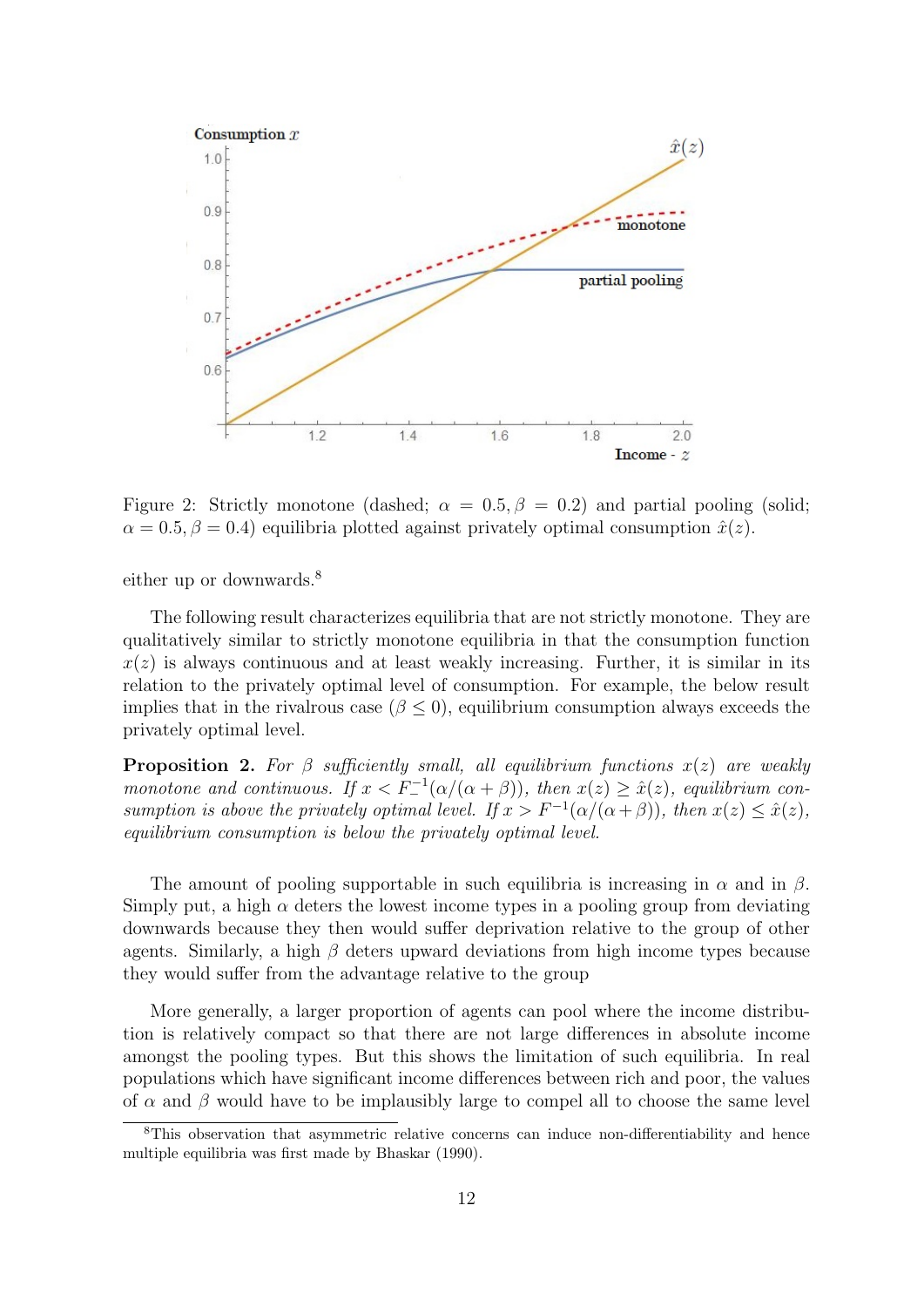Figure 2: Strictly monotone (dashed; $\alpha = 0.5, \beta = 0.2$) and partial pooling (solid; $\alpha = 0.5, \beta = 0.4$) equilibria plotted against privately optimal consumption $\hat{x}(z)$.

either up or downwards.[8]

The following result characterizes equilibria that are not strictly monotone. They are qualitatively similar to strictly monotone equilibria in that the consumption function $x(z)$ is always continuous and at least weakly increasing. Further, it is similar in its relation to the privately optimal level of consumption. For example, the below result implies that in the rivalrous case ($\beta \leq 0$), equilibrium consumption always exceeds the privately optimal level.

**Proposition 2.** *For $\beta$ sufficiently small, all equilibrium functions $x(z)$ are weakly monotone and continuous. If $x < F_{-}^{-1}(\alpha/(\alpha+\beta))$, then $x(z) \geq \hat{x}(z)$, equilibrium consumption is above the privately optimal level. If $x > F^{-1}(\alpha/(\alpha+\beta))$, then $x(z) \leq \hat{x}(z)$, equilibrium consumption is below the privately optimal level.*

The amount of pooling supportable in such equilibria is increasing in $\alpha$ and in $\beta$. Simply put, a high $\alpha$ deters the lowest income types in a pooling group from deviating downwards because they then would suffer deprivation relative to the group of other agents. Similarly, a high $\beta$ deters upward deviations from high income types because they would suffer from the advantage relative to the group

More generally, a larger proportion of agents can pool where the income distribution is relatively compact so that there are not large differences in absolute income amongst the pooling types. But this shows the limitation of such equilibria. In real populations which have significant income differences between rich and poor, the values of $\alpha$ and $\beta$ would have to be implausibly large to compel all to choose the same level

[8] This observation that asymmetric relative concerns can induce non-differentiability and hence multiple equilibria was first made by Bhaskar (1990).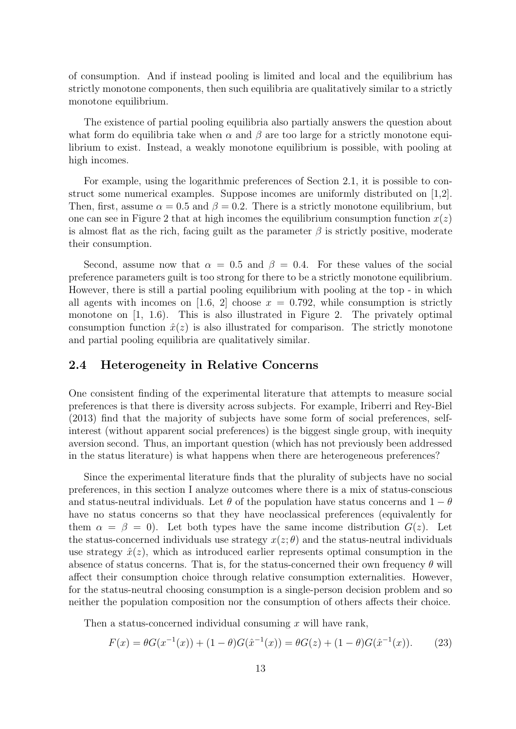of consumption. And if instead pooling is limited and local and the equilibrium has strictly monotone components, then such equilibria are qualitatively similar to a strictly monotone equilibrium.

The existence of partial pooling equilibria also partially answers the question about what form do equilibria take when $\alpha$ and $\beta$ are too large for a strictly monotone equilibrium to exist. Instead, a weakly monotone equilibrium is possible, with pooling at high incomes.

For example, using the logarithmic preferences of Section 2.1, it is possible to construct some numerical examples. Suppose incomes are uniformly distributed on [1,2]. Then, first, assume $\alpha = 0.5$ and $\beta = 0.2$. There is a strictly monotone equilibrium, but one can see in Figure 2 that at high incomes the equilibrium consumption function $x(z)$ is almost flat as the rich, facing guilt as the parameter $\beta$ is strictly positive, moderate their consumption.

Second, assume now that $\alpha = 0.5$ and $\beta = 0.4$. For these values of the social preference parameters guilt is too strong for there to be a strictly monotone equilibrium. However, there is still a partial pooling equilibrium with pooling at the top - in which all agents with incomes on [1.6, 2] choose $x = 0.792$, while consumption is strictly monotone on [1, 1.6). This is also illustrated in Figure 2. The privately optimal consumption function $\hat{x}(z)$ is also illustrated for comparison. The strictly monotone and partial pooling equilibria are qualitatively similar.

## 2.4 Heterogeneity in Relative Concerns

One consistent finding of the experimental literature that attempts to measure social preferences is that there is diversity across subjects. For example, Iriberri and Rey-Biel (2013) find that the majority of subjects have some form of social preferences, self-interest (without apparent social preferences) is the biggest single group, with inequity aversion second. Thus, an important question (which has not previously been addressed in the status literature) is what happens when there are heterogeneous preferences?

Since the experimental literature finds that the plurality of subjects have no social preferences, in this section I analyze outcomes where there is a mix of status-conscious and status-neutral individuals. Let $\theta$ of the population have status concerns and $1 - \theta$ have no status concerns so that they have neoclassical preferences (equivalently for them $\alpha = \beta = 0$). Let both types have the same income distribution $G(z)$. Let the status-concerned individuals use strategy $x(z; \theta)$ and the status-neutral individuals use strategy $\hat{x}(z)$, which as introduced earlier represents optimal consumption in the absence of status concerns. That is, for the status-concerned their own frequency $\theta$ will affect their consumption choice through relative consumption externalities. However, for the status-neutral choosing consumption is a single-person decision problem and so neither the population composition nor the consumption of others affects their choice.

Then a status-concerned individual consuming $x$ will have rank,

$$F(x) = \theta G(x^{-1}(x)) + (1 - \theta)G(\hat{x}^{-1}(x)) = \theta G(z) + (1 - \theta)G(\hat{x}^{-1}(x)). \tag{23}$$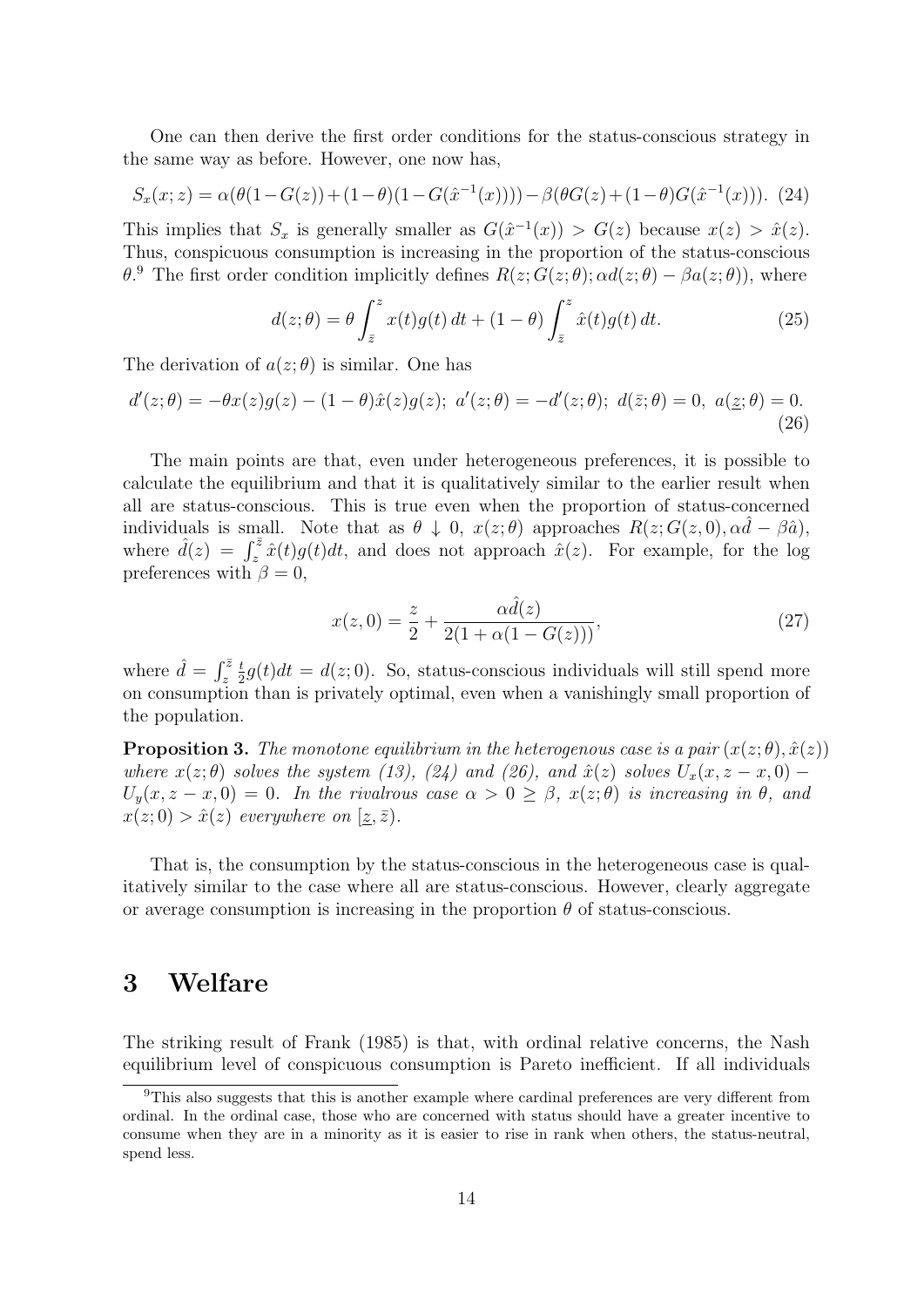One can then derive the first order conditions for the status-conscious strategy in the same way as before. However, one now has,

$$S_x(x;z) = \alpha(\theta(1-G(z)) + (1-\theta)(1-G(\hat{x}^{-1}(x)))) - \beta(\theta G(z) + (1-\theta)G(\hat{x}^{-1}(x))). \quad (24)$$

This implies that $S_x$ is generally smaller as $G(\hat{x}^{-1}(x)) > G(z)$ because $x(z) > \hat{x}(z)$. Thus, conspicuous consumption is increasing in the proportion of the status-conscious $\theta$.[9] The first order condition implicitly defines $R(z; G(z;\theta); \alpha d(z;\theta) - \beta a(z;\theta))$, where

$$d(z;\theta) = \theta \int_{\bar{z}}^{z} x(t)g(t)\,dt + (1-\theta)\int_{\bar{z}}^{z} \hat{x}(t)g(t)\,dt. \quad (25)$$

The derivation of $a(z;\theta)$ is similar. One has

$$d'(z;\theta) = -\theta x(z)g(z) - (1-\theta)\hat{x}(z)g(z);\ a'(z;\theta) = -d'(z;\theta);\ d(\bar{z};\theta) = 0,\ a(\underline{z};\theta) = 0. \quad (26)$$

The main points are that, even under heterogeneous preferences, it is possible to calculate the equilibrium and that it is qualitatively similar to the earlier result when all are status-conscious. This is true even when the proportion of status-concerned individuals is small. Note that as $\theta \downarrow 0$, $x(z;\theta)$ approaches $R(z; G(z,0), \alpha\hat{d} - \beta\hat{a})$, where $\hat{d}(z) = \int_z^{\bar{z}} \hat{x}(t)g(t)dt$, and does not approach $\hat{x}(z)$. For example, for the log preferences with $\beta = 0$,

$$x(z,0) = \frac{z}{2} + \frac{\alpha\hat{d}(z)}{2(1+\alpha(1-G(z)))}, \quad (27)$$

where $\hat{d} = \int_z^{\bar{z}} \frac{t}{2}g(t)dt = d(z;0)$. So, status-conscious individuals will still spend more on consumption than is privately optimal, even when a vanishingly small proportion of the population.

**Proposition 3.** *The monotone equilibrium in the heterogenous case is a pair $(x(z;\theta), \hat{x}(z))$ where $x(z;\theta)$ solves the system (13), (24) and (26), and $\hat{x}(z)$ solves $U_x(x, z-x, 0) - U_y(x, z-x, 0) = 0$. In the rivalrous case $\alpha > 0 \geq \beta$, $x(z;\theta)$ is increasing in $\theta$, and $x(z;0) > \hat{x}(z)$ everywhere on $[\underline{z}, \bar{z})$.*

That is, the consumption by the status-conscious in the heterogeneous case is qualitatively similar to the case where all are status-conscious. However, clearly aggregate or average consumption is increasing in the proportion $\theta$ of status-conscious.

# 3 Welfare

The striking result of Frank (1985) is that, with ordinal relative concerns, the Nash equilibrium level of conspicuous consumption is Pareto inefficient. If all individuals

[9] This also suggests that this is another example where cardinal preferences are very different from ordinal. In the ordinal case, those who are concerned with status should have a greater incentive to consume when they are in a minority as it is easier to rise in rank when others, the status-neutral, spend less.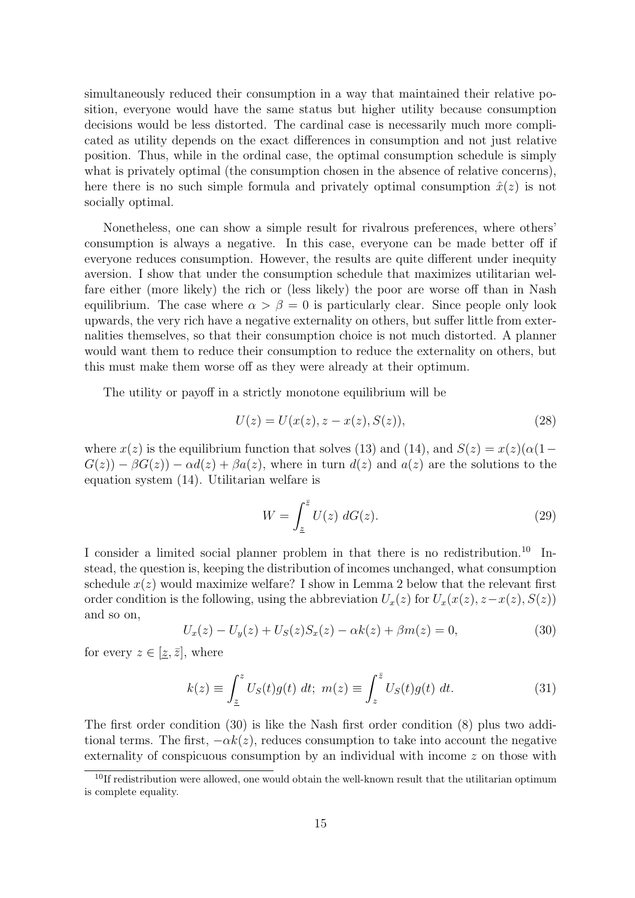simultaneously reduced their consumption in a way that maintained their relative position, everyone would have the same status but higher utility because consumption decisions would be less distorted. The cardinal case is necessarily much more complicated as utility depends on the exact differences in consumption and not just relative position. Thus, while in the ordinal case, the optimal consumption schedule is simply what is privately optimal (the consumption chosen in the absence of relative concerns), here there is no such simple formula and privately optimal consumption $\hat{x}(z)$ is not socially optimal.

Nonetheless, one can show a simple result for rivalrous preferences, where others' consumption is always a negative. In this case, everyone can be made better off if everyone reduces consumption. However, the results are quite different under inequity aversion. I show that under the consumption schedule that maximizes utilitarian welfare either (more likely) the rich or (less likely) the poor are worse off than in Nash equilibrium. The case where $\alpha > \beta = 0$ is particularly clear. Since people only look upwards, the very rich have a negative externality on others, but suffer little from externalities themselves, so that their consumption choice is not much distorted. A planner would want them to reduce their consumption to reduce the externality on others, but this must make them worse off as they were already at their optimum.

The utility or payoff in a strictly monotone equilibrium will be

$$U(z) = U(x(z), z - x(z), S(z)), \tag{28}$$

where $x(z)$ is the equilibrium function that solves (13) and (14), and $S(z) = x(z)(\alpha(1 - G(z)) - \beta G(z)) - \alpha d(z) + \beta a(z)$, where in turn $d(z)$ and $a(z)$ are the solutions to the equation system (14). Utilitarian welfare is

$$W = \int_{\underline{z}}^{\bar{z}} U(z)\; dG(z). \tag{29}$$

I consider a limited social planner problem in that there is no redistribution.[10] Instead, the question is, keeping the distribution of incomes unchanged, what consumption schedule $x(z)$ would maximize welfare? I show in Lemma 2 below that the relevant first order condition is the following, using the abbreviation $U_x(z)$ for $U_x(x(z), z - x(z), S(z))$ and so on,

$$U_x(z) - U_y(z) + U_S(z)S_x(z) - \alpha k(z) + \beta m(z) = 0, \tag{30}$$

for every $z \in [\underline{z}, \bar{z}]$, where

$$k(z) \equiv \int_{\underline{z}}^{z} U_S(t)g(t)\; dt;\; m(z) \equiv \int_{z}^{\bar{z}} U_S(t)g(t)\; dt. \tag{31}$$

The first order condition (30) is like the Nash first order condition (8) plus two additional terms. The first, $-\alpha k(z)$, reduces consumption to take into account the negative externality of conspicuous consumption by an individual with income $z$ on those with

[10] If redistribution were allowed, one would obtain the well-known result that the utilitarian optimum is complete equality.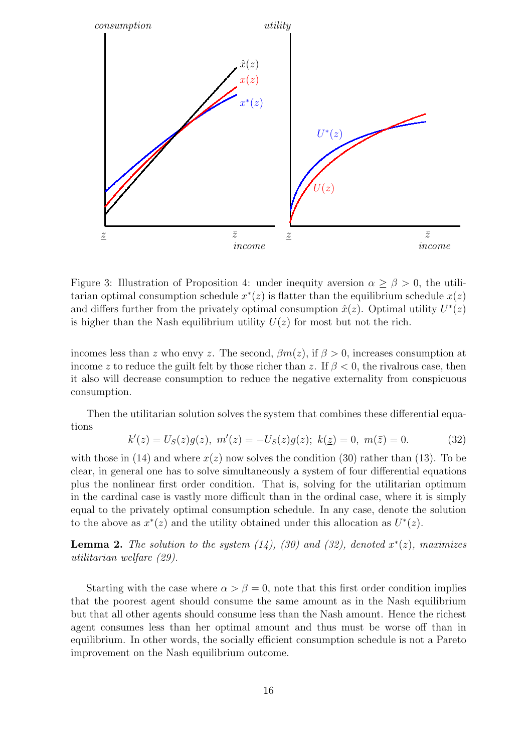Figure 3: Illustration of Proposition 4: under inequity aversion $\alpha \geq \beta > 0$, the utilitarian optimal consumption schedule $x^*(z)$ is flatter than the equilibrium schedule $x(z)$ and differs further from the privately optimal consumption $\hat{x}(z)$. Optimal utility $U^*(z)$ is higher than the Nash equilibrium utility $U(z)$ for most but not the rich.

incomes less than $z$ who envy $z$. The second, $\beta m(z)$, if $\beta > 0$, increases consumption at income $z$ to reduce the guilt felt by those richer than $z$. If $\beta < 0$, the rivalrous case, then it also will decrease consumption to reduce the negative externality from conspicuous consumption.

Then the utilitarian solution solves the system that combines these differential equations

$$k'(z) = U_S(z)g(z),\ m'(z) = -U_S(z)g(z);\ k(\underline{z}) = 0,\ m(\bar{z}) = 0. \tag{32}$$

with those in (14) and where $x(z)$ now solves the condition (30) rather than (13). To be clear, in general one has to solve simultaneously a system of four differential equations plus the nonlinear first order condition. That is, solving for the utilitarian optimum in the cardinal case is vastly more difficult than in the ordinal case, where it is simply equal to the privately optimal consumption schedule. In any case, denote the solution to the above as $x^*(z)$ and the utility obtained under this allocation as $U^*(z)$.

**Lemma 2.** *The solution to the system (14), (30) and (32), denoted $x^*(z)$, maximizes utilitarian welfare (29).*

Starting with the case where $\alpha > \beta = 0$, note that this first order condition implies that the poorest agent should consume the same amount as in the Nash equilibrium but that all other agents should consume less than the Nash amount. Hence the richest agent consumes less than her optimal amount and thus must be worse off than in equilibrium. In other words, the socially efficient consumption schedule is not a Pareto improvement on the Nash equilibrium outcome.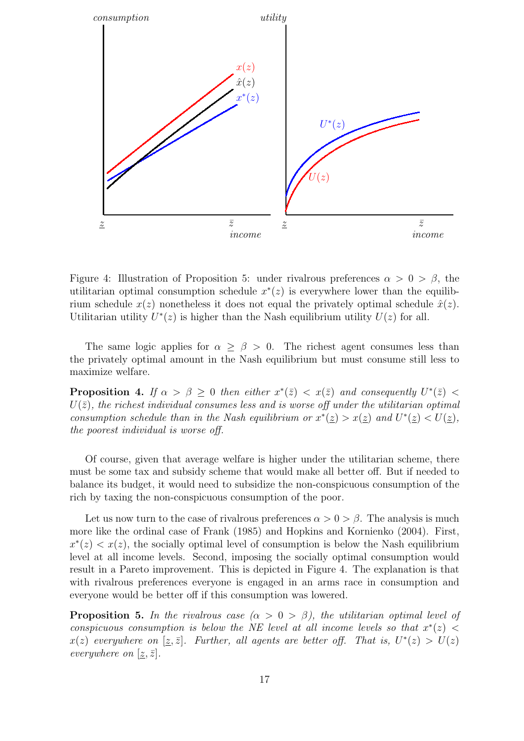Figure 4: Illustration of Proposition 5: under rivalrous preferences $\alpha > 0 > \beta$, the utilitarian optimal consumption schedule $x^*(z)$ is everywhere lower than the equilibrium schedule $x(z)$ nonetheless it does not equal the privately optimal schedule $\hat{x}(z)$. Utilitarian utility $U^*(z)$ is higher than the Nash equilibrium utility $U(z)$ for all.

The same logic applies for $\alpha \geq \beta > 0$. The richest agent consumes less than the privately optimal amount in the Nash equilibrium but must consume still less to maximize welfare.

**Proposition 4.** *If $\alpha > \beta \geq 0$ then either $x^*(\bar{z}) < x(\bar{z})$ and consequently $U^*(\bar{z}) < U(\bar{z})$, the richest individual consumes less and is worse off under the utilitarian optimal consumption schedule than in the Nash equilibrium or $x^*(\underline{z}) > x(\underline{z})$ and $U^*(\underline{z}) < U(\underline{z})$, the poorest individual is worse off.*

Of course, given that average welfare is higher under the utilitarian scheme, there must be some tax and subsidy scheme that would make all better off. But if needed to balance its budget, it would need to subsidize the non-conspicuous consumption of the rich by taxing the non-conspicuous consumption of the poor.

Let us now turn to the case of rivalrous preferences $\alpha > 0 > \beta$. The analysis is much more like the ordinal case of Frank (1985) and Hopkins and Kornienko (2004). First, $x^*(z) < x(z)$, the socially optimal level of consumption is below the Nash equilibrium level at all income levels. Second, imposing the socially optimal consumption would result in a Pareto improvement. This is depicted in Figure 4. The explanation is that with rivalrous preferences everyone is engaged in an arms race in consumption and everyone would be better off if this consumption was lowered.

**Proposition 5.** *In the rivalrous case ($\alpha > 0 > \beta$), the utilitarian optimal level of conspicuous consumption is below the NE level at all income levels so that $x^*(z) < x(z)$ everywhere on $[\underline{z}, \bar{z}]$. Further, all agents are better off. That is, $U^*(z) > U(z)$ everywhere on $[\underline{z}, \bar{z}]$.*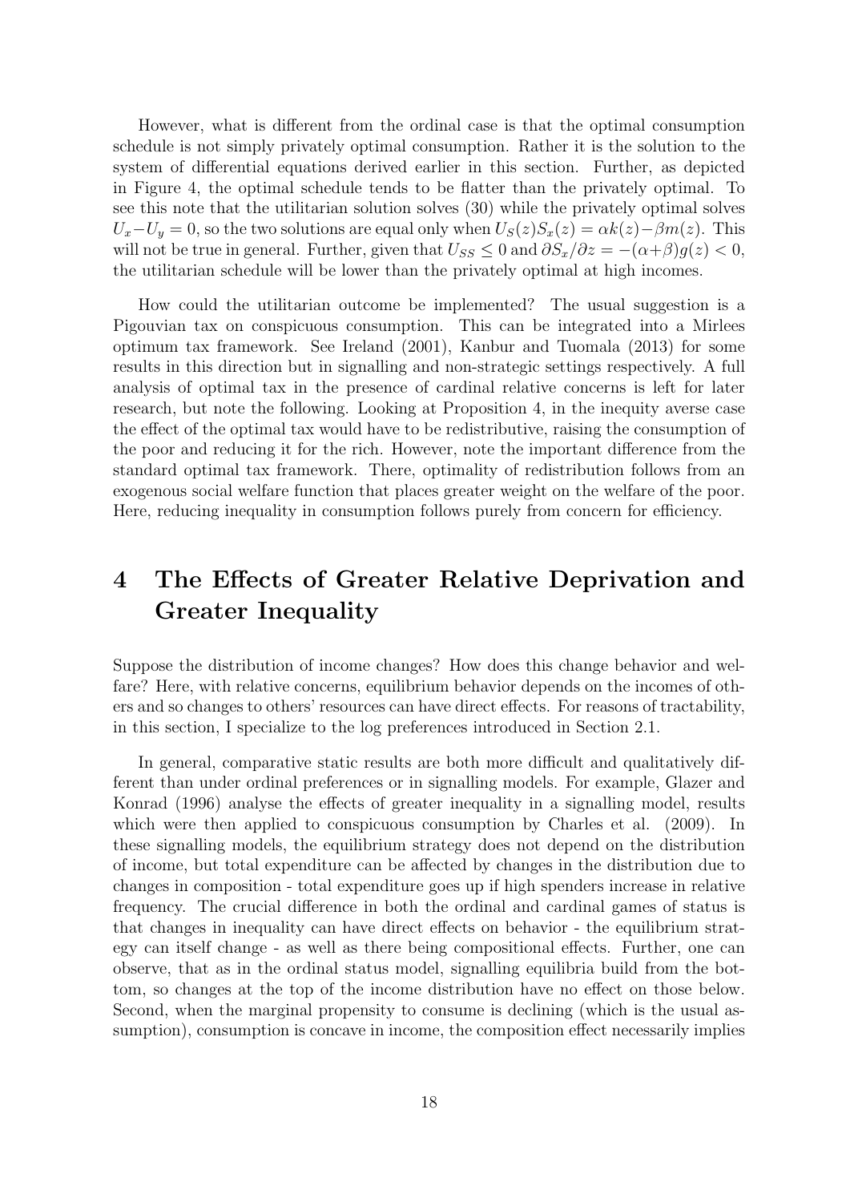However, what is different from the ordinal case is that the optimal consumption schedule is not simply privately optimal consumption. Rather it is the solution to the system of differential equations derived earlier in this section. Further, as depicted in Figure 4, the optimal schedule tends to be flatter than the privately optimal. To see this note that the utilitarian solution solves (30) while the privately optimal solves $U_x - U_y = 0$, so the two solutions are equal only when $U_S(z)S_x(z) = \alpha k(z) - \beta m(z)$. This will not be true in general. Further, given that $U_{SS} \leq 0$ and $\partial S_x / \partial z = -(\alpha + \beta) g(z) < 0$, the utilitarian schedule will be lower than the privately optimal at high incomes.

How could the utilitarian outcome be implemented? The usual suggestion is a Pigouvian tax on conspicuous consumption. This can be integrated into a Mirlees optimum tax framework. See Ireland (2001), Kanbur and Tuomala (2013) for some results in this direction but in signalling and non-strategic settings respectively. A full analysis of optimal tax in the presence of cardinal relative concerns is left for later research, but note the following. Looking at Proposition 4, in the inequity averse case the effect of the optimal tax would have to be redistributive, raising the consumption of the poor and reducing it for the rich. However, note the important difference from the standard optimal tax framework. There, optimality of redistribution follows from an exogenous social welfare function that places greater weight on the welfare of the poor. Here, reducing inequality in consumption follows purely from concern for efficiency.

# 4 The Effects of Greater Relative Deprivation and Greater Inequality

Suppose the distribution of income changes? How does this change behavior and welfare? Here, with relative concerns, equilibrium behavior depends on the incomes of others and so changes to others' resources can have direct effects. For reasons of tractability, in this section, I specialize to the log preferences introduced in Section 2.1.

In general, comparative static results are both more difficult and qualitatively different than under ordinal preferences or in signalling models. For example, Glazer and Konrad (1996) analyse the effects of greater inequality in a signalling model, results which were then applied to conspicuous consumption by Charles et al. (2009). In these signalling models, the equilibrium strategy does not depend on the distribution of income, but total expenditure can be affected by changes in the distribution due to changes in composition - total expenditure goes up if high spenders increase in relative frequency. The crucial difference in both the ordinal and cardinal games of status is that changes in inequality can have direct effects on behavior - the equilibrium strategy can itself change - as well as there being compositional effects. Further, one can observe, that as in the ordinal status model, signalling equilibria build from the bottom, so changes at the top of the income distribution have no effect on those below. Second, when the marginal propensity to consume is declining (which is the usual assumption), consumption is concave in income, the composition effect necessarily implies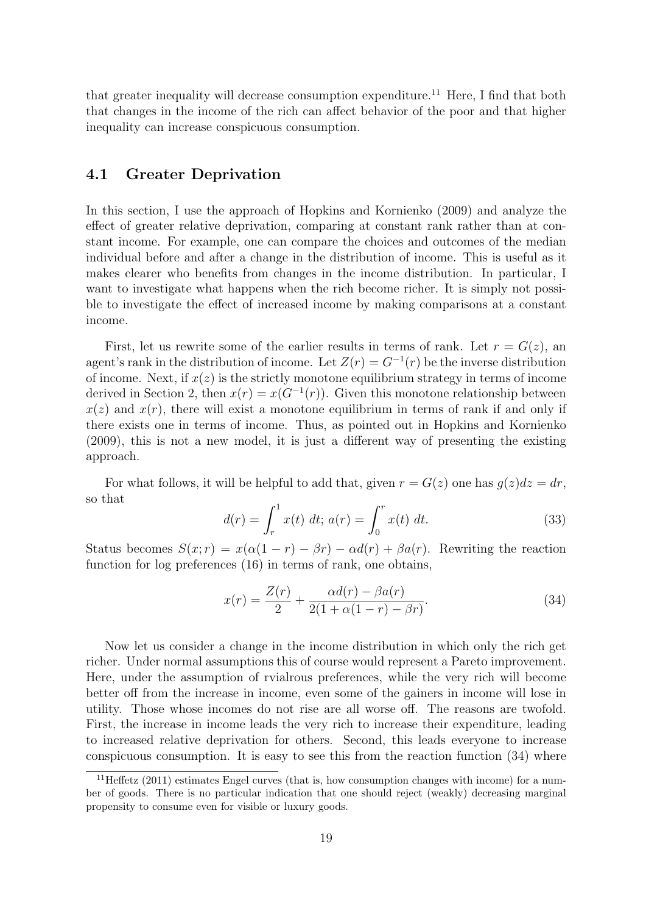that greater inequality will decrease consumption expenditure.[11] Here, I find that both that changes in the income of the rich can affect behavior of the poor and that higher inequality can increase conspicuous consumption.

## 4.1 Greater Deprivation

In this section, I use the approach of Hopkins and Kornienko (2009) and analyze the effect of greater relative deprivation, comparing at constant rank rather than at constant income. For example, one can compare the choices and outcomes of the median individual before and after a change in the distribution of income. This is useful as it makes clearer who benefits from changes in the income distribution. In particular, I want to investigate what happens when the rich become richer. It is simply not possible to investigate the effect of increased income by making comparisons at a constant income.

First, let us rewrite some of the earlier results in terms of rank. Let $r = G(z)$, an agent's rank in the distribution of income. Let $Z(r) = G^{-1}(r)$ be the inverse distribution of income. Next, if $x(z)$ is the strictly monotone equilibrium strategy in terms of income derived in Section 2, then $x(r) = x(G^{-1}(r))$. Given this monotone relationship between $x(z)$ and $x(r)$, there will exist a monotone equilibrium in terms of rank if and only if there exists one in terms of income. Thus, as pointed out in Hopkins and Kornienko (2009), this is not a new model, it is just a different way of presenting the existing approach.

For what follows, it will be helpful to add that, given $r = G(z)$ one has $g(z)dz = dr$, so that

$$d(r) = \int_r^1 x(t)\ dt;\ a(r) = \int_0^r x(t)\ dt. \tag{33}$$

Status becomes $S(x; r) = x(\alpha(1-r) - \beta r) - \alpha d(r) + \beta a(r)$. Rewriting the reaction function for log preferences (16) in terms of rank, one obtains,

$$x(r) = \frac{Z(r)}{2} + \frac{\alpha d(r) - \beta a(r)}{2(1 + \alpha(1-r) - \beta r)}. \tag{34}$$

Now let us consider a change in the income distribution in which only the rich get richer. Under normal assumptions this of course would represent a Pareto improvement. Here, under the assumption of rvialrous preferences, while the very rich will become better off from the increase in income, even some of the gainers in income will lose in utility. Those whose incomes do not rise are all worse off. The reasons are twofold. First, the increase in income leads the very rich to increase their expenditure, leading to increased relative deprivation for others. Second, this leads everyone to increase conspicuous consumption. It is easy to see this from the reaction function (34) where

[11] Heffetz (2011) estimates Engel curves (that is, how consumption changes with income) for a number of goods. There is no particular indication that one should reject (weakly) decreasing marginal propensity to consume even for visible or luxury goods.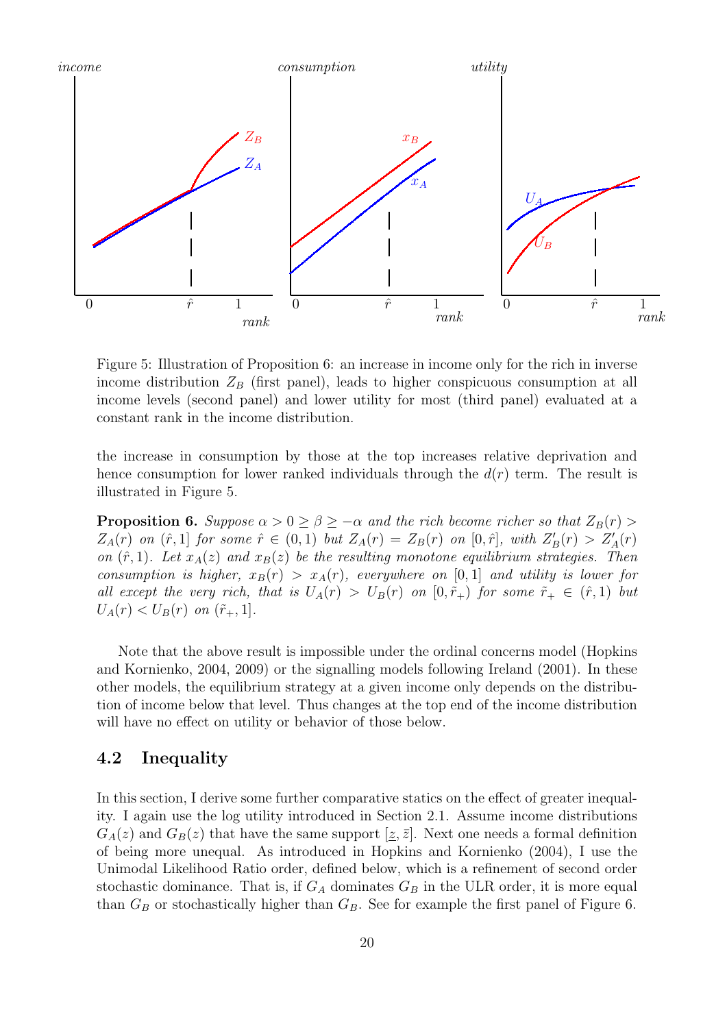Figure 5: Illustration of Proposition 6: an increase in income only for the rich in inverse income distribution $Z_B$ (first panel), leads to higher conspicuous consumption at all income levels (second panel) and lower utility for most (third panel) evaluated at a constant rank in the income distribution.

the increase in consumption by those at the top increases relative deprivation and hence consumption for lower ranked individuals through the $d(r)$ term. The result is illustrated in Figure 5.

**Proposition 6.** *Suppose $\alpha > 0 \geq \beta \geq -\alpha$ and the rich become richer so that $Z_B(r) > Z_A(r)$ on $(\hat{r}, 1]$ for some $\hat{r} \in (0,1)$ but $Z_A(r) = Z_B(r)$ on $[0, \hat{r}]$, with $Z_B'(r) > Z_A'(r)$ on $(\hat{r}, 1)$. Let $x_A(z)$ and $x_B(z)$ be the resulting monotone equilibrium strategies. Then consumption is higher, $x_B(r) > x_A(r)$, everywhere on $[0,1]$ and utility is lower for all except the very rich, that is $U_A(r) > U_B(r)$ on $[0, \tilde{r}_+)$ for some $\tilde{r}_+ \in (\hat{r}, 1)$ but $U_A(r) < U_B(r)$ on $(\tilde{r}_+, 1]$.*

Note that the above result is impossible under the ordinal concerns model (Hopkins and Kornienko, 2004, 2009) or the signalling models following Ireland (2001). In these other models, the equilibrium strategy at a given income only depends on the distribution of income below that level. Thus changes at the top end of the income distribution will have no effect on utility or behavior of those below.

## 4.2 Inequality

In this section, I derive some further comparative statics on the effect of greater inequality. I again use the log utility introduced in Section 2.1. Assume income distributions $G_A(z)$ and $G_B(z)$ that have the same support $[\underline{z}, \bar{z}]$. Next one needs a formal definition of being more unequal. As introduced in Hopkins and Kornienko (2004), I use the Unimodal Likelihood Ratio order, defined below, which is a refinement of second order stochastic dominance. That is, if $G_A$ dominates $G_B$ in the ULR order, it is more equal than $G_B$ or stochastically higher than $G_B$. See for example the first panel of Figure 6.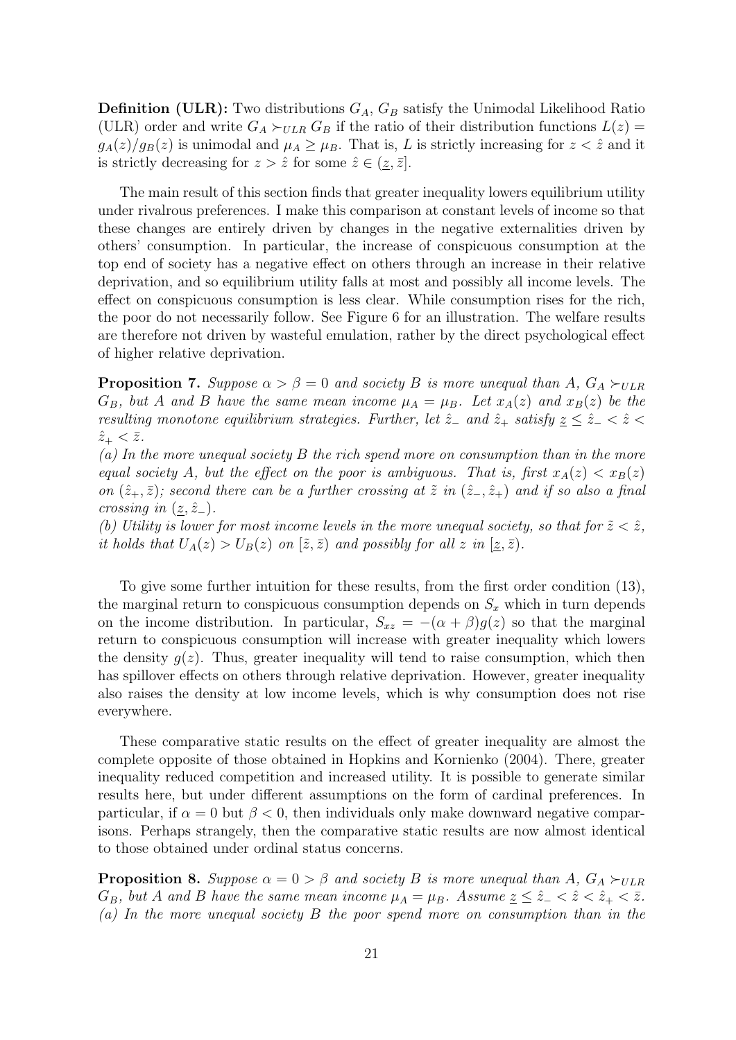**Definition (ULR):** Two distributions $G_A$, $G_B$ satisfy the Unimodal Likelihood Ratio (ULR) order and write $G_A \succ_{ULR} G_B$ if the ratio of their distribution functions $L(z) = g_A(z)/g_B(z)$ is unimodal and $\mu_A \geq \mu_B$. That is, $L$ is strictly increasing for $z < \hat{z}$ and it is strictly decreasing for $z > \hat{z}$ for some $\hat{z} \in (\underline{z}, \bar{z}]$.

The main result of this section finds that greater inequality lowers equilibrium utility under rivalrous preferences. I make this comparison at constant levels of income so that these changes are entirely driven by changes in the negative externalities driven by others' consumption. In particular, the increase of conspicuous consumption at the top end of society has a negative effect on others through an increase in their relative deprivation, and so equilibrium utility falls at most and possibly all income levels. The effect on conspicuous consumption is less clear. While consumption rises for the rich, the poor do not necessarily follow. See Figure 6 for an illustration. The welfare results are therefore not driven by wasteful emulation, rather by the direct psychological effect of higher relative deprivation.

**Proposition 7.** *Suppose $\alpha > \beta = 0$ and society B is more unequal than A, $G_A \succ_{ULR} G_B$, but A and B have the same mean income $\mu_A = \mu_B$. Let $x_A(z)$ and $x_B(z)$ be the resulting monotone equilibrium strategies. Further, let $\hat{z}_-$ and $\hat{z}_+$ satisfy $\underline{z} \leq \hat{z}_- < \hat{z} < \hat{z}_+ < \bar{z}$.*
*(a) In the more unequal society B the rich spend more on consumption than in the more equal society A, but the effect on the poor is ambiguous. That is, first $x_A(z) < x_B(z)$ on $(\hat{z}_+, \bar{z})$; second there can be a further crossing at $\tilde{z}$ in $(\hat{z}_-, \hat{z}_+)$ and if so also a final crossing in $(\underline{z}, \hat{z}_-)$.*
*(b) Utility is lower for most income levels in the more unequal society, so that for $\tilde{z} < \hat{z}$, it holds that $U_A(z) > U_B(z)$ on $[\tilde{z}, \bar{z})$ and possibly for all $z$ in $[\underline{z}, \bar{z})$.*

To give some further intuition for these results, from the first order condition (13), the marginal return to conspicuous consumption depends on $S_x$ which in turn depends on the income distribution. In particular, $S_{xz} = -(\alpha + \beta)g(z)$ so that the marginal return to conspicuous consumption will increase with greater inequality which lowers the density $g(z)$. Thus, greater inequality will tend to raise consumption, which then has spillover effects on others through relative deprivation. However, greater inequality also raises the density at low income levels, which is why consumption does not rise everywhere.

These comparative static results on the effect of greater inequality are almost the complete opposite of those obtained in Hopkins and Kornienko (2004). There, greater inequality reduced competition and increased utility. It is possible to generate similar results here, but under different assumptions on the form of cardinal preferences. In particular, if $\alpha = 0$ but $\beta < 0$, then individuals only make downward negative comparisons. Perhaps strangely, then the comparative static results are now almost identical to those obtained under ordinal status concerns.

**Proposition 8.** *Suppose $\alpha = 0 > \beta$ and society B is more unequal than A, $G_A \succ_{ULR} G_B$, but A and B have the same mean income $\mu_A = \mu_B$. Assume $\underline{z} \leq \hat{z}_- < \hat{z} < \hat{z}_+ < \bar{z}$.*
*(a) In the more unequal society B the poor spend more on consumption than in the*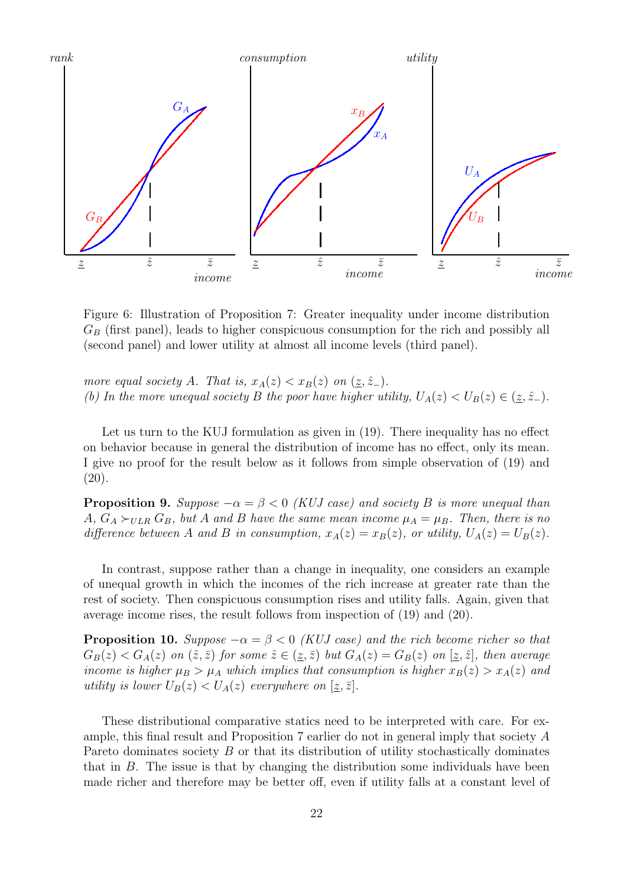Figure 6: Illustration of Proposition 7: Greater inequality under income distribution $G_B$ (first panel), leads to higher conspicuous consumption for the rich and possibly all (second panel) and lower utility at almost all income levels (third panel).

*more equal society A. That is,* $x_A(z) < x_B(z)$ *on* $(\underline{z}, \hat{z}_-)$.
*(b) In the more unequal society B the poor have higher utility,* $U_A(z) < U_B(z) \in (\underline{z}, \hat{z}_-)$.

Let us turn to the KUJ formulation as given in (19). There inequality has no effect on behavior because in general the distribution of income has no effect, only its mean. I give no proof for the result below as it follows from simple observation of (19) and (20).

**Proposition 9.** *Suppose* $-\alpha = \beta < 0$ *(KUJ case) and society B is more unequal than A,* $G_A \succ_{ULR} G_B$*, but A and B have the same mean income* $\mu_A = \mu_B$*. Then, there is no difference between A and B in consumption,* $x_A(z) = x_B(z)$*, or utility,* $U_A(z) = U_B(z)$*.*

In contrast, suppose rather than a change in inequality, one considers an example of unequal growth in which the incomes of the rich increase at greater rate than the rest of society. Then conspicuous consumption rises and utility falls. Again, given that average income rises, the result follows from inspection of (19) and (20).

**Proposition 10.** *Suppose* $-\alpha = \beta < 0$ *(KUJ case) and the rich become richer so that* $G_B(z) < G_A(z)$ *on* $(\hat{z}, \bar{z})$ *for some* $\hat{z} \in (\underline{z}, \bar{z})$ *but* $G_A(z) = G_B(z)$ *on* $[\underline{z}, \hat{z}]$*, then average income is higher* $\mu_B > \mu_A$ *which implies that consumption is higher* $x_B(z) > x_A(z)$ *and utility is lower* $U_B(z) < U_A(z)$ *everywhere on* $[\underline{z}, \bar{z}]$*.*

These distributional comparative statics need to be interpreted with care. For example, this final result and Proposition 7 earlier do not in general imply that society $A$ Pareto dominates society $B$ or that its distribution of utility stochastically dominates that in $B$. The issue is that by changing the distribution some individuals have been made richer and therefore may be better off, even if utility falls at a constant level of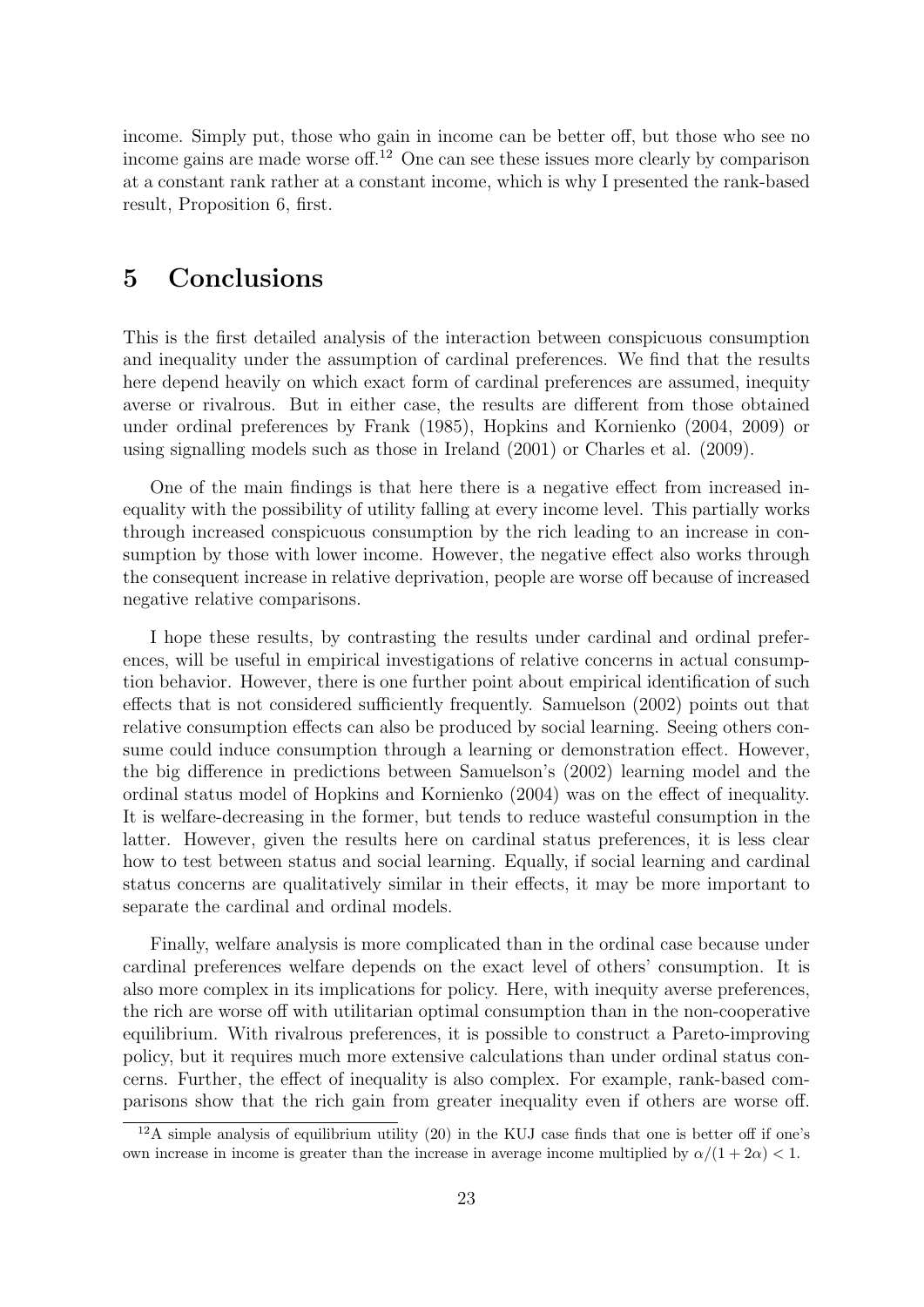income. Simply put, those who gain in income can be better off, but those who see no income gains are made worse off.[12] One can see these issues more clearly by comparison at a constant rank rather at a constant income, which is why I presented the rank-based result, Proposition 6, first.

# 5 Conclusions

This is the first detailed analysis of the interaction between conspicuous consumption and inequality under the assumption of cardinal preferences. We find that the results here depend heavily on which exact form of cardinal preferences are assumed, inequity averse or rivalrous. But in either case, the results are different from those obtained under ordinal preferences by Frank (1985), Hopkins and Kornienko (2004, 2009) or using signalling models such as those in Ireland (2001) or Charles et al. (2009).

One of the main findings is that here there is a negative effect from increased inequality with the possibility of utility falling at every income level. This partially works through increased conspicuous consumption by the rich leading to an increase in consumption by those with lower income. However, the negative effect also works through the consequent increase in relative deprivation, people are worse off because of increased negative relative comparisons.

I hope these results, by contrasting the results under cardinal and ordinal preferences, will be useful in empirical investigations of relative concerns in actual consumption behavior. However, there is one further point about empirical identification of such effects that is not considered sufficiently frequently. Samuelson (2002) points out that relative consumption effects can also be produced by social learning. Seeing others consume could induce consumption through a learning or demonstration effect. However, the big difference in predictions between Samuelson's (2002) learning model and the ordinal status model of Hopkins and Kornienko (2004) was on the effect of inequality. It is welfare-decreasing in the former, but tends to reduce wasteful consumption in the latter. However, given the results here on cardinal status preferences, it is less clear how to test between status and social learning. Equally, if social learning and cardinal status concerns are qualitatively similar in their effects, it may be more important to separate the cardinal and ordinal models.

Finally, welfare analysis is more complicated than in the ordinal case because under cardinal preferences welfare depends on the exact level of others' consumption. It is also more complex in its implications for policy. Here, with inequity averse preferences, the rich are worse off with utilitarian optimal consumption than in the non-cooperative equilibrium. With rivalrous preferences, it is possible to construct a Pareto-improving policy, but it requires much more extensive calculations than under ordinal status concerns. Further, the effect of inequality is also complex. For example, rank-based comparisons show that the rich gain from greater inequality even if others are worse off.

[12] A simple analysis of equilibrium utility (20) in the KUJ case finds that one is better off if one's own increase in income is greater than the increase in average income multiplied by $\alpha/(1 + 2\alpha) < 1$.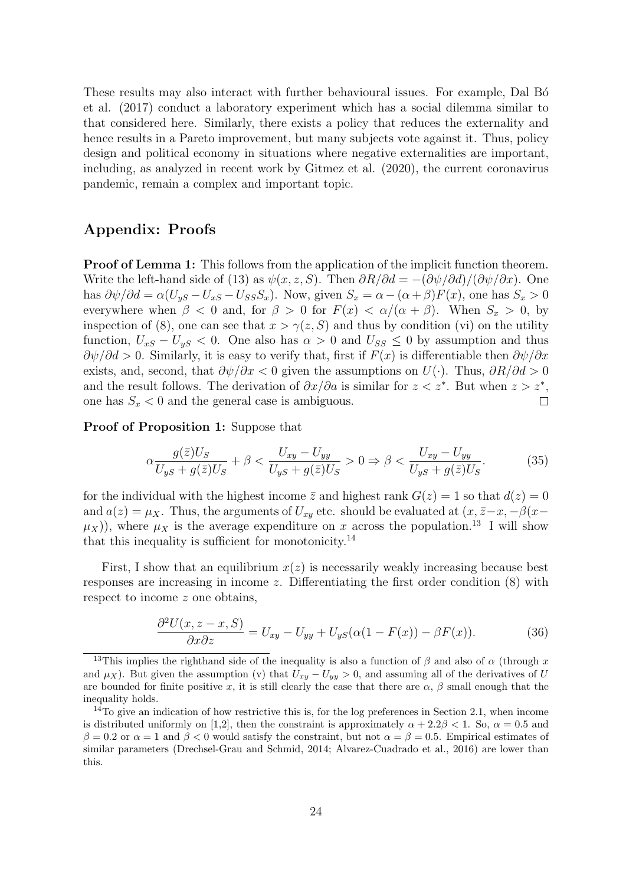These results may also interact with further behavioural issues. For example, Dal Bó et al. (2017) conduct a laboratory experiment which has a social dilemma similar to that considered here. Similarly, there exists a policy that reduces the externality and hence results in a Pareto improvement, but many subjects vote against it. Thus, policy design and political economy in situations where negative externalities are important, including, as analyzed in recent work by Gitmez et al. (2020), the current coronavirus pandemic, remain a complex and important topic.

## Appendix: Proofs

**Proof of Lemma 1:** This follows from the application of the implicit function theorem. Write the left-hand side of (13) as $\psi(x, z, S)$. Then $\partial R/\partial d = -(\partial\psi/\partial d)/(\partial\psi/\partial x)$. One has $\partial\psi/\partial d = \alpha(U_{yS} - U_{xS} - U_{SS}S_x)$. Now, given $S_x = \alpha - (\alpha+\beta)F(x)$, one has $S_x > 0$ everywhere when $\beta < 0$ and, for $\beta > 0$ for $F(x) < \alpha/(\alpha+\beta)$. When $S_x > 0$, by inspection of (8), one can see that $x > \gamma(z, S)$ and thus by condition (vi) on the utility function, $U_{xS} - U_{yS} < 0$. One also has $\alpha > 0$ and $U_{SS} \leq 0$ by assumption and thus $\partial\psi/\partial d > 0$. Similarly, it is easy to verify that, first if $F(x)$ is differentiable then $\partial\psi/\partial x$ exists, and, second, that $\partial\psi/\partial x < 0$ given the assumptions on $U(\cdot)$. Thus, $\partial R/\partial d > 0$ and the result follows. The derivation of $\partial x/\partial a$ is similar for $z < z^*$. But when $z > z^*$, one has $S_x < 0$ and the general case is ambiguous. □

**Proof of Proposition 1:** Suppose that

$$\alpha\frac{g(\bar{z})U_S}{U_{yS} + g(\bar{z})U_S} + \beta < \frac{U_{xy} - U_{yy}}{U_{yS} + g(\bar{z})U_S} > 0 \Rightarrow \beta < \frac{U_{xy} - U_{yy}}{U_{yS} + g(\bar{z})U_S}. \tag{35}$$

for the individual with the highest income $\bar{z}$ and highest rank $G(z) = 1$ so that $d(z) = 0$ and $a(z) = \mu_X$. Thus, the arguments of $U_{xy}$ etc. should be evaluated at $(x, \bar{z}-x, -\beta(x-\mu_X))$, where $\mu_X$ is the average expenditure on $x$ across the population.[13] I will show that this inequality is sufficient for monotonicity.[14]

First, I show that an equilibrium $x(z)$ is necessarily weakly increasing because best responses are increasing in income $z$. Differentiating the first order condition (8) with respect to income $z$ one obtains,

$$\frac{\partial^2 U(x, z-x, S)}{\partial x \partial z} = U_{xy} - U_{yy} + U_{yS}(\alpha(1-F(x)) - \beta F(x)). \tag{36}$$

[13] This implies the righthand side of the inequality is also a function of $\beta$ and also of $\alpha$ (through $x$ and $\mu_X$). But given the assumption (v) that $U_{xy} - U_{yy} > 0$, and assuming all of the derivatives of $U$ are bounded for finite positive $x$, it is still clearly the case that there are $\alpha$, $\beta$ small enough that the inequality holds.

[14] To give an indication of how restrictive this is, for the log preferences in Section 2.1, when income is distributed uniformly on [1,2], then the constraint is approximately $\alpha + 2.2\beta < 1$. So, $\alpha = 0.5$ and $\beta = 0.2$ or $\alpha = 1$ and $\beta < 0$ would satisfy the constraint, but not $\alpha = \beta = 0.5$. Empirical estimates of similar parameters (Drechsel-Grau and Schmid, 2014; Alvarez-Cuadrado et al., 2016) are lower than this.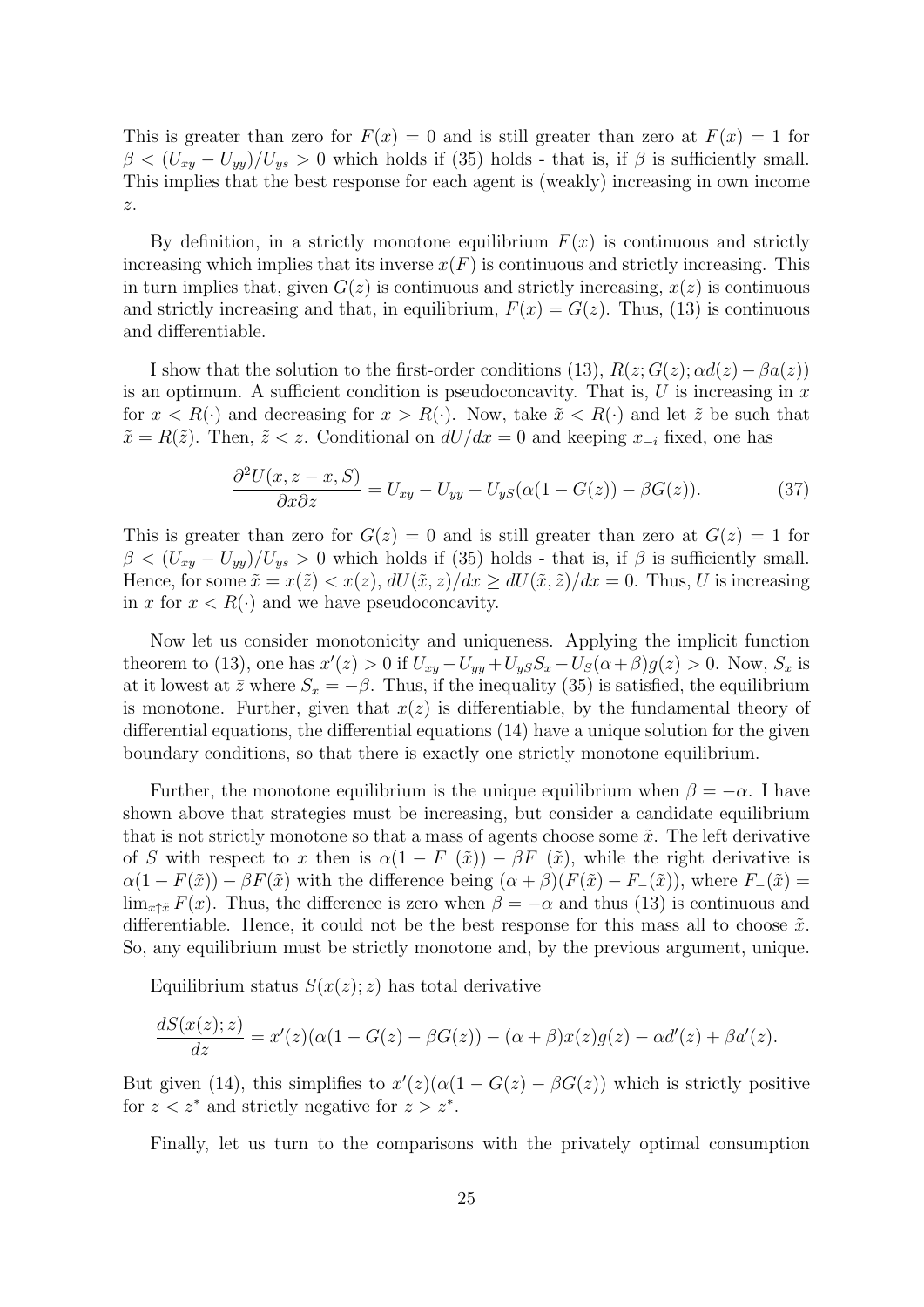This is greater than zero for $F(x) = 0$ and is still greater than zero at $F(x) = 1$ for $\beta < (U_{xy} - U_{yy})/U_{ys} > 0$ which holds if (35) holds - that is, if $\beta$ is sufficiently small. This implies that the best response for each agent is (weakly) increasing in own income $z$.

By definition, in a strictly monotone equilibrium $F(x)$ is continuous and strictly increasing which implies that its inverse $x(F)$ is continuous and strictly increasing. This in turn implies that, given $G(z)$ is continuous and strictly increasing, $x(z)$ is continuous and strictly increasing and that, in equilibrium, $F(x) = G(z)$. Thus, (13) is continuous and differentiable.

I show that the solution to the first-order conditions (13), $R(z; G(z); \alpha d(z) - \beta a(z))$ is an optimum. A sufficient condition is pseudoconcavity. That is, $U$ is increasing in $x$ for $x < R(\cdot)$ and decreasing for $x > R(\cdot)$. Now, take $\tilde{x} < R(\cdot)$ and let $\tilde{z}$ be such that $\tilde{x} = R(\tilde{z})$. Then, $\tilde{z} < z$. Conditional on $dU/dx = 0$ and keeping $x_{-i}$ fixed, one has

$$\frac{\partial^2 U(x, z - x, S)}{\partial x \partial z} = U_{xy} - U_{yy} + U_{yS}(\alpha(1 - G(z)) - \beta G(z)). \tag{37}$$

This is greater than zero for $G(z) = 0$ and is still greater than zero at $G(z) = 1$ for $\beta < (U_{xy} - U_{yy})/U_{ys} > 0$ which holds if (35) holds - that is, if $\beta$ is sufficiently small. Hence, for some $\tilde{x} = x(\tilde{z}) < x(z)$, $dU(\tilde{x}, z)/dx \geq dU(\tilde{x}, \tilde{z})/dx = 0$. Thus, $U$ is increasing in $x$ for $x < R(\cdot)$ and we have pseudoconcavity.

Now let us consider monotonicity and uniqueness. Applying the implicit function theorem to (13), one has $x'(z) > 0$ if $U_{xy} - U_{yy} + U_{yS}S_x - U_S(\alpha + \beta)g(z) > 0$. Now, $S_x$ is at it lowest at $\bar{z}$ where $S_x = -\beta$. Thus, if the inequality (35) is satisfied, the equilibrium is monotone. Further, given that $x(z)$ is differentiable, by the fundamental theory of differential equations, the differential equations (14) have a unique solution for the given boundary conditions, so that there is exactly one strictly monotone equilibrium.

Further, the monotone equilibrium is the unique equilibrium when $\beta = -\alpha$. I have shown above that strategies must be increasing, but consider a candidate equilibrium that is not strictly monotone so that a mass of agents choose some $\tilde{x}$. The left derivative of $S$ with respect to $x$ then is $\alpha(1 - F_{-}(\tilde{x})) - \beta F_{-}(\tilde{x})$, while the right derivative is $\alpha(1 - F(\tilde{x})) - \beta F(\tilde{x})$ with the difference being $(\alpha + \beta)(F(\tilde{x}) - F_{-}(\tilde{x}))$, where $F_{-}(\tilde{x}) = \lim_{x \uparrow \tilde{x}} F(x)$. Thus, the difference is zero when $\beta = -\alpha$ and thus (13) is continuous and differentiable. Hence, it could not be the best response for this mass all to choose $\tilde{x}$. So, any equilibrium must be strictly monotone and, by the previous argument, unique.

Equilibrium status $S(x(z); z)$ has total derivative

$$\frac{dS(x(z); z)}{dz} = x'(z)(\alpha(1 - G(z) - \beta G(z)) - (\alpha + \beta)x(z)g(z) - \alpha d'(z) + \beta a'(z).$$

But given (14), this simplifies to $x'(z)(\alpha(1 - G(z) - \beta G(z))$ which is strictly positive for $z < z^*$ and strictly negative for $z > z^*$.

Finally, let us turn to the comparisons with the privately optimal consumption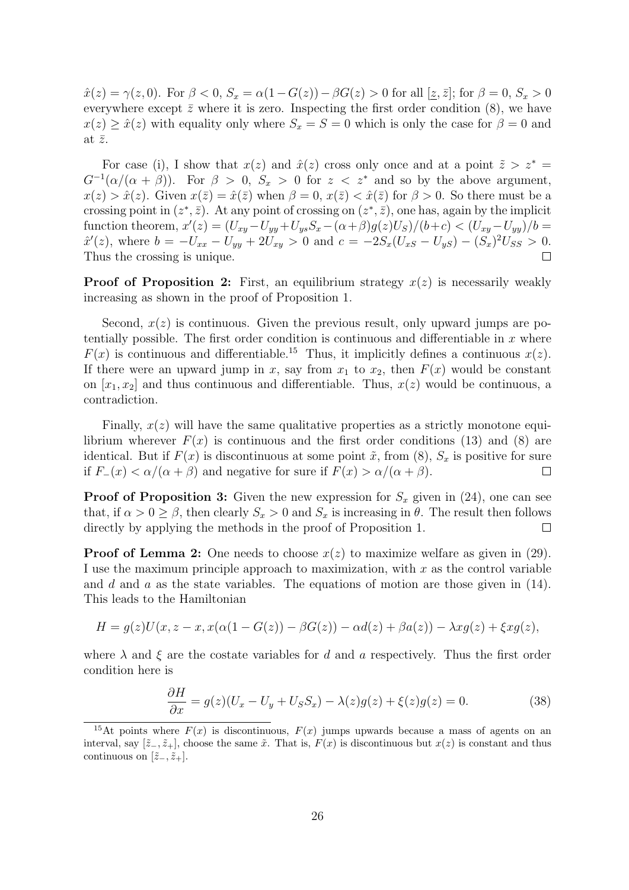$\hat{x}(z) = \gamma(z, 0)$. For $\beta < 0$, $S_x = \alpha(1 - G(z)) - \beta G(z) > 0$ for all $[\underline{z}, \bar{z}]$; for $\beta = 0$, $S_x > 0$ everywhere except $\bar{z}$ where it is zero. Inspecting the first order condition (8), we have $x(z) \geq \hat{x}(z)$ with equality only where $S_x = S = 0$ which is only the case for $\beta = 0$ and at $\bar{z}$.

For case (i), I show that $x(z)$ and $\hat{x}(z)$ cross only once and at a point $\tilde{z} > z^* = G^{-1}(\alpha/(\alpha + \beta))$. For $\beta > 0$, $S_x > 0$ for $z < z^*$ and so by the above argument, $x(z) > \hat{x}(z)$. Given $x(\bar{z}) = \hat{x}(\bar{z})$ when $\beta = 0$, $x(\bar{z}) < \hat{x}(\bar{z})$ for $\beta > 0$. So there must be a crossing point in $(z^*, \bar{z})$. At any point of crossing on $(z^*, \bar{z})$, one has, again by the implicit function theorem, $x'(z) = (U_{xy} - U_{yy} + U_{ys}S_x - (\alpha+\beta)g(z)U_S)/(b+c) < (U_{xy} - U_{yy})/b = \hat{x}'(z)$, where $b = -U_{xx} - U_{yy} + 2U_{xy} > 0$ and $c = -2S_x(U_{xS} - U_{yS}) - (S_x)^2 U_{SS} > 0$. Thus the crossing is unique. $\square$

**Proof of Proposition 2:** First, an equilibrium strategy $x(z)$ is necessarily weakly increasing as shown in the proof of Proposition 1.

Second, $x(z)$ is continuous. Given the previous result, only upward jumps are potentially possible. The first order condition is continuous and differentiable in $x$ where $F(x)$ is continuous and differentiable.[15] Thus, it implicitly defines a continuous $x(z)$. If there were an upward jump in $x$, say from $x_1$ to $x_2$, then $F(x)$ would be constant on $[x_1, x_2]$ and thus continuous and differentiable. Thus, $x(z)$ would be continuous, a contradiction.

Finally, $x(z)$ will have the same qualitative properties as a strictly monotone equilibrium wherever $F(x)$ is continuous and the first order conditions (13) and (8) are identical. But if $F(x)$ is discontinuous at some point $\tilde{x}$, from (8), $S_x$ is positive for sure if $F_-(x) < \alpha/(\alpha + \beta)$ and negative for sure if $F(x) > \alpha/(\alpha + \beta)$. $\square$

**Proof of Proposition 3:** Given the new expression for $S_x$ given in (24), one can see that, if $\alpha > 0 \geq \beta$, then clearly $S_x > 0$ and $S_x$ is increasing in $\theta$. The result then follows directly by applying the methods in the proof of Proposition 1. $\square$

**Proof of Lemma 2:** One needs to choose $x(z)$ to maximize welfare as given in (29). I use the maximum principle approach to maximization, with $x$ as the control variable and $d$ and $a$ as the state variables. The equations of motion are those given in (14). This leads to the Hamiltonian

$$H = g(z)U(x, z - x, x(\alpha(1 - G(z)) - \beta G(z)) - \alpha d(z) + \beta a(z)) - \lambda x g(z) + \xi x g(z),$$

where $\lambda$ and $\xi$ are the costate variables for $d$ and $a$ respectively. Thus the first order condition here is

$$\frac{\partial H}{\partial x} = g(z)(U_x - U_y + U_S S_x) - \lambda(z)g(z) + \xi(z)g(z) = 0. \tag{38}$$

[15] At points where $F(x)$ is discontinuous, $F(x)$ jumps upwards because a mass of agents on an interval, say $[\tilde{z}_-, \tilde{z}_+]$, choose the same $\tilde{x}$. That is, $F(x)$ is discontinuous but $x(z)$ is constant and thus continuous on $[\tilde{z}_-, \tilde{z}_+]$.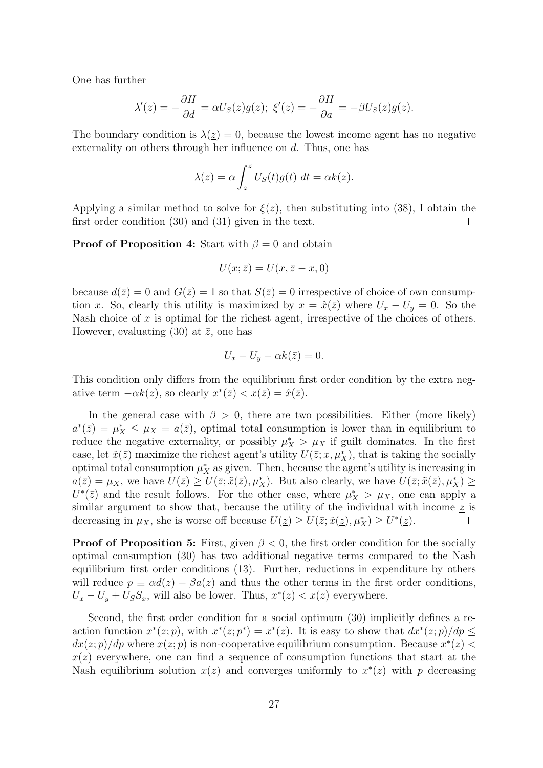One has further

$$\lambda'(z) = -\frac{\partial H}{\partial d} = \alpha U_S(z)g(z); \; \xi'(z) = -\frac{\partial H}{\partial a} = -\beta U_S(z)g(z).$$

The boundary condition is $\lambda(\underline{z}) = 0$, because the lowest income agent has no negative externality on others through her influence on $d$. Thus, one has

$$\lambda(z) = \alpha \int_{\underline{z}}^{z} U_S(t)g(t)\ dt = \alpha k(z).$$

Applying a similar method to solve for $\xi(z)$, then substituting into (38), I obtain the first order condition (30) and (31) given in the text. $\square$

**Proof of Proposition 4:** Start with $\beta = 0$ and obtain

$$U(x; \bar{z}) = U(x, \bar{z} - x, 0)$$

because $d(\bar{z}) = 0$ and $G(\bar{z}) = 1$ so that $S(\bar{z}) = 0$ irrespective of choice of own consumption $x$. So, clearly this utility is maximized by $x = \hat{x}(\bar{z})$ where $U_x - U_y = 0$. So the Nash choice of $x$ is optimal for the richest agent, irrespective of the choices of others. However, evaluating (30) at $\bar{z}$, one has

$$U_x - U_y - \alpha k(\bar{z}) = 0.$$

This condition only differs from the equilibrium first order condition by the extra negative term $-\alpha k(z)$, so clearly $x^*(\bar{z}) < x(\bar{z}) = \hat{x}(\bar{z})$.

In the general case with $\beta > 0$, there are two possibilities. Either (more likely) $a^*(\bar{z}) = \mu_X^* \leq \mu_X = a(\bar{z})$, optimal total consumption is lower than in equilibrium to reduce the negative externality, or possibly $\mu_X^* > \mu_X$ if guilt dominates. In the first case, let $\tilde{x}(\bar{z})$ maximize the richest agent's utility $U(\bar{z}; x, \mu_X^*)$, that is taking the socially optimal total consumption $\mu_X^*$ as given. Then, because the agent's utility is increasing in $a(\bar{z}) = \mu_X$, we have $U(\bar{z}) \geq U(\bar{z}; \tilde{x}(\bar{z}), \mu_X^*)$. But also clearly, we have $U(\bar{z}; \tilde{x}(\bar{z}), \mu_X^*) \geq U^*(\bar{z})$ and the result follows. For the other case, where $\mu_X^* > \mu_X$, one can apply a similar argument to show that, because the utility of the individual with income $\underline{z}$ is decreasing in $\mu_X$, she is worse off because $U(\underline{z}) \geq U(\bar{z}; \tilde{x}(\underline{z}), \mu_X^*) \geq U^*(\underline{z})$. $\square$

**Proof of Proposition 5:** First, given $\beta < 0$, the first order condition for the socially optimal consumption (30) has two additional negative terms compared to the Nash equilibrium first order conditions (13). Further, reductions in expenditure by others will reduce $p \equiv \alpha d(z) - \beta a(z)$ and thus the other terms in the first order conditions, $U_x - U_y + U_S S_x$, will also be lower. Thus, $x^*(z) < x(z)$ everywhere.

Second, the first order condition for a social optimum (30) implicitly defines a reaction function $x^*(z; p)$, with $x^*(z; p^*) = x^*(z)$. It is easy to show that $dx^*(z; p)/dp \leq dx(z; p)/dp$ where $x(z; p)$ is non-cooperative equilibrium consumption. Because $x^*(z) < x(z)$ everywhere, one can find a sequence of consumption functions that start at the Nash equilibrium solution $x(z)$ and converges uniformly to $x^*(z)$ with $p$ decreasing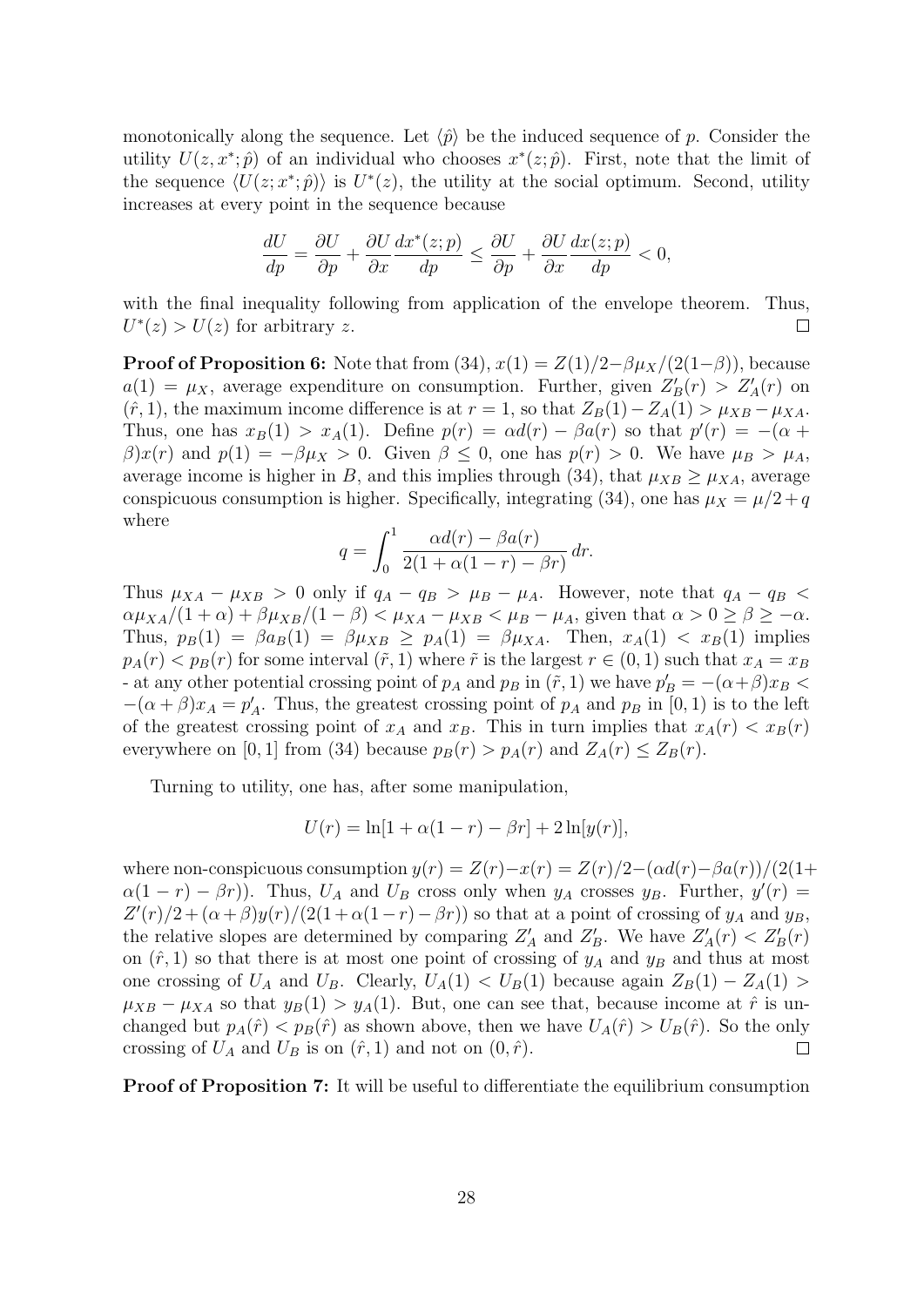monotonically along the sequence. Let $\langle \hat{p} \rangle$ be the induced sequence of $p$. Consider the utility $U(z, x^*; \hat{p})$ of an individual who chooses $x^*(z; \hat{p})$. First, note that the limit of the sequence $\langle U(z; x^*; \hat{p}) \rangle$ is $U^*(z)$, the utility at the social optimum. Second, utility increases at every point in the sequence because

$$\frac{dU}{dp} = \frac{\partial U}{\partial p} + \frac{\partial U}{\partial x}\frac{dx^*(z;p)}{dp} \leq \frac{\partial U}{\partial p} + \frac{\partial U}{\partial x}\frac{dx(z;p)}{dp} < 0,$$

with the final inequality following from application of the envelope theorem. Thus, $U^*(z) > U(z)$ for arbitrary $z$. $\square$

**Proof of Proposition 6:** Note that from (34), $x(1) = Z(1)/2 - \beta\mu_X/(2(1-\beta))$, because $a(1) = \mu_X$, average expenditure on consumption. Further, given $Z_B'(r) > Z_A'(r)$ on $(\hat{r}, 1)$, the maximum income difference is at $r = 1$, so that $Z_B(1) - Z_A(1) > \mu_{XB} - \mu_{XA}$. Thus, one has $x_B(1) > x_A(1)$. Define $p(r) = \alpha d(r) - \beta a(r)$ so that $p'(r) = -(\alpha + \beta)x(r)$ and $p(1) = -\beta\mu_X > 0$. Given $\beta \leq 0$, one has $p(r) > 0$. We have $\mu_B > \mu_A$, average income is higher in $B$, and this implies through (34), that $\mu_{XB} \geq \mu_{XA}$, average conspicuous consumption is higher. Specifically, integrating (34), one has $\mu_X = \mu/2 + q$ where

$$q = \int_0^1 \frac{\alpha d(r) - \beta a(r)}{2(1 + \alpha(1-r) - \beta r)}\, dr.$$

Thus $\mu_{XA} - \mu_{XB} > 0$ only if $q_A - q_B > \mu_B - \mu_A$. However, note that $q_A - q_B < \alpha\mu_{XA}/(1+\alpha) + \beta\mu_{XB}/(1-\beta) < \mu_{XA} - \mu_{XB} < \mu_B - \mu_A$, given that $\alpha > 0 \geq \beta \geq -\alpha$. Thus, $p_B(1) = \beta a_B(1) = \beta\mu_{XB} \geq p_A(1) = \beta\mu_{XA}$. Then, $x_A(1) < x_B(1)$ implies $p_A(r) < p_B(r)$ for some interval $(\tilde{r}, 1)$ where $\tilde{r}$ is the largest $r \in (0,1)$ such that $x_A = x_B$ - at any other potential crossing point of $p_A$ and $p_B$ in $(\tilde{r}, 1)$ we have $p_B' = -(\alpha+\beta)x_B < -(\alpha+\beta)x_A = p_A'$. Thus, the greatest crossing point of $p_A$ and $p_B$ in $[0, 1)$ is to the left of the greatest crossing point of $x_A$ and $x_B$. This in turn implies that $x_A(r) < x_B(r)$ everywhere on $[0, 1]$ from (34) because $p_B(r) > p_A(r)$ and $Z_A(r) \leq Z_B(r)$.

Turning to utility, one has, after some manipulation,

$$U(r) = \ln[1 + \alpha(1-r) - \beta r] + 2\ln[y(r)],$$

where non-conspicuous consumption $y(r) = Z(r) - x(r) = Z(r)/2 - (\alpha d(r) - \beta a(r))/(2(1 + \alpha(1-r) - \beta r))$. Thus, $U_A$ and $U_B$ cross only when $y_A$ crosses $y_B$. Further, $y'(r) = Z'(r)/2 + (\alpha+\beta)y(r)/(2(1+\alpha(1-r)-\beta r))$ so that at a point of crossing of $y_A$ and $y_B$, the relative slopes are determined by comparing $Z_A'$ and $Z_B'$. We have $Z_A'(r) < Z_B'(r)$ on $(\hat{r}, 1)$ so that there is at most one point of crossing of $y_A$ and $y_B$ and thus at most one crossing of $U_A$ and $U_B$. Clearly, $U_A(1) < U_B(1)$ because again $Z_B(1) - Z_A(1) > \mu_{XB} - \mu_{XA}$ so that $y_B(1) > y_A(1)$. But, one can see that, because income at $\hat{r}$ is unchanged but $p_A(\hat{r}) < p_B(\hat{r})$ as shown above, then we have $U_A(\hat{r}) > U_B(\hat{r})$. So the only crossing of $U_A$ and $U_B$ is on $(\hat{r}, 1)$ and not on $(0, \hat{r})$. $\square$

**Proof of Proposition 7:** It will be useful to differentiate the equilibrium consumption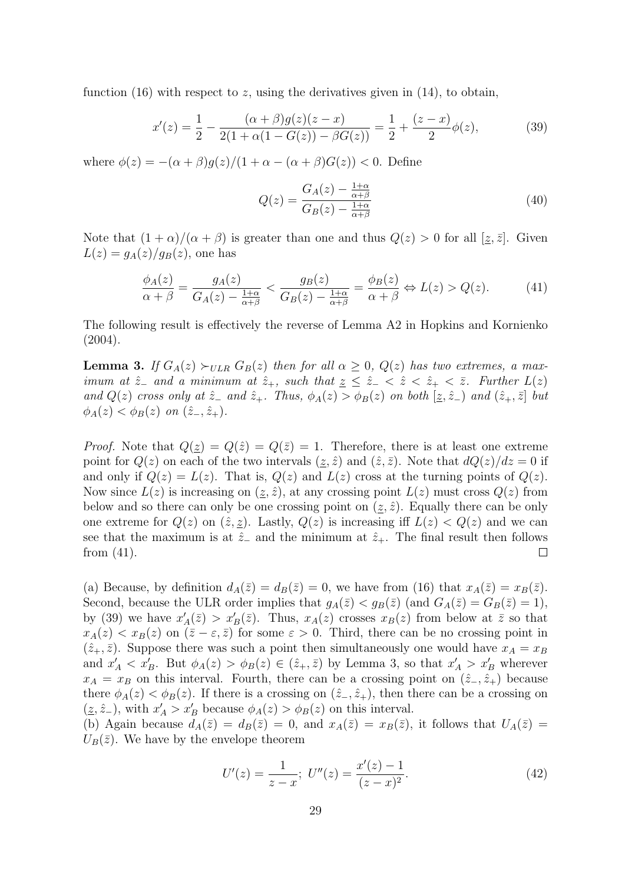function (16) with respect to $z$, using the derivatives given in (14), to obtain,

$$x'(z) = \frac{1}{2} - \frac{(\alpha+\beta)g(z)(z-x)}{2(1+\alpha(1-G(z))-\beta G(z))} = \frac{1}{2} + \frac{(z-x)}{2}\phi(z), \tag{39}$$

where $\phi(z) = -(\alpha+\beta)g(z)/(1+\alpha-(\alpha+\beta)G(z)) < 0$. Define

$$Q(z) = \frac{G_A(z) - \frac{1+\alpha}{\alpha+\beta}}{G_B(z) - \frac{1+\alpha}{\alpha+\beta}} \tag{40}$$

Note that $(1+\alpha)/(\alpha+\beta)$ is greater than one and thus $Q(z) > 0$ for all $[\underline{z}, \bar{z}]$. Given $L(z) = g_A(z)/g_B(z)$, one has

$$\frac{\phi_A(z)}{\alpha+\beta} = \frac{g_A(z)}{G_A(z) - \frac{1+\alpha}{\alpha+\beta}} < \frac{g_B(z)}{G_B(z) - \frac{1+\alpha}{\alpha+\beta}} = \frac{\phi_B(z)}{\alpha+\beta} \Leftrightarrow L(z) > Q(z). \tag{41}$$

The following result is effectively the reverse of Lemma A2 in Hopkins and Kornienko (2004).

**Lemma 3.** *If $G_A(z) \succ_{ULR} G_B(z)$ then for all $\alpha \geq 0$, $Q(z)$ has two extremes, a maximum at $\hat{z}_-$ and a minimum at $\hat{z}_+$, such that $\underline{z} \leq \hat{z}_- < \hat{z} < \hat{z}_+ < \bar{z}$. Further $L(z)$ and $Q(z)$ cross only at $\hat{z}_-$ and $\hat{z}_+$. Thus, $\phi_A(z) > \phi_B(z)$ on both $[\underline{z}, \hat{z}_-)$ and $(\hat{z}_+, \bar{z}]$ but $\phi_A(z) < \phi_B(z)$ on $(\hat{z}_-, \hat{z}_+)$.*

*Proof.* Note that $Q(\underline{z}) = Q(\hat{z}) = Q(\bar{z}) = 1$. Therefore, there is at least one extreme point for $Q(z)$ on each of the two intervals $(\underline{z}, \hat{z})$ and $(\hat{z}, \bar{z})$. Note that $dQ(z)/dz = 0$ if and only if $Q(z) = L(z)$. That is, $Q(z)$ and $L(z)$ cross at the turning points of $Q(z)$. Now since $L(z)$ is increasing on $(\underline{z}, \hat{z})$, at any crossing point $L(z)$ must cross $Q(z)$ from below and so there can only be one crossing point on $(\underline{z}, \hat{z})$. Equally there can be only one extreme for $Q(z)$ on $(\hat{z}, \underline{z})$. Lastly, $Q(z)$ is increasing iff $L(z) < Q(z)$ and we can see that the maximum is at $\hat{z}_-$ and the minimum at $\hat{z}_+$. The final result then follows from (41). $\square$

(a) Because, by definition $d_A(\bar{z}) = d_B(\bar{z}) = 0$, we have from (16) that $x_A(\bar{z}) = x_B(\bar{z})$. Second, because the ULR order implies that $g_A(\bar{z}) < g_B(\bar{z})$ (and $G_A(\bar{z}) = G_B(\bar{z}) = 1$), by (39) we have $x'_A(\bar{z}) > x'_B(\bar{z})$. Thus, $x_A(z)$ crosses $x_B(z)$ from below at $\bar{z}$ so that $x_A(z) < x_B(z)$ on $(\bar{z} - \varepsilon, \bar{z})$ for some $\varepsilon > 0$. Third, there can be no crossing point in $(\hat{z}_+, \bar{z})$. Suppose there was such a point then simultaneously one would have $x_A = x_B$ and $x'_A < x'_B$. But $\phi_A(z) > \phi_B(z) \in (\hat{z}_+, \bar{z})$ by Lemma 3, so that $x'_A > x'_B$ wherever $x_A = x_B$ on this interval. Fourth, there can be a crossing point on $(\hat{z}_-, \hat{z}_+)$ because there $\phi_A(z) < \phi_B(z)$. If there is a crossing on $(\hat{z}_-, \hat{z}_+)$, then there can be a crossing on $(\underline{z}, \hat{z}_-)$, with $x'_A > x'_B$ because $\phi_A(z) > \phi_B(z)$ on this interval.

(b) Again because $d_A(\bar{z}) = d_B(\bar{z}) = 0$, and $x_A(\bar{z}) = x_B(\bar{z})$, it follows that $U_A(\bar{z}) = U_B(\bar{z})$. We have by the envelope theorem

$$U'(z) = \frac{1}{z-x};\ U''(z) = \frac{x'(z) - 1}{(z-x)^2}. \tag{42}$$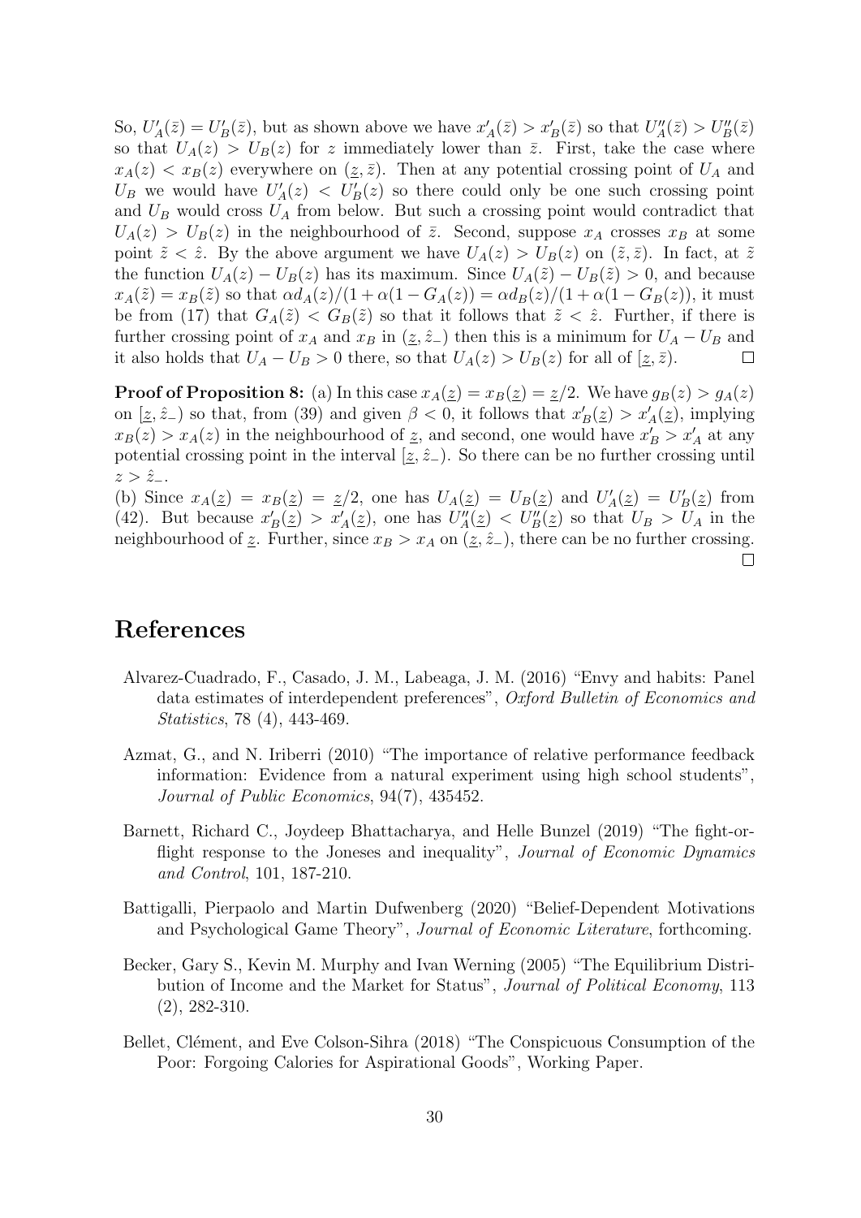So, $U_A'(\bar{z}) = U_B'(\bar{z})$, but as shown above we have $x_A'(\bar{z}) > x_B'(\bar{z})$ so that $U_A''(\bar{z}) > U_B''(\bar{z})$ so that $U_A(z) > U_B(z)$ for $z$ immediately lower than $\bar{z}$. First, take the case where $x_A(z) < x_B(z)$ everywhere on $(\underline{z}, \bar{z})$. Then at any potential crossing point of $U_A$ and $U_B$ we would have $U_A'(z) < U_B'(z)$ so there could only be one such crossing point and $U_B$ would cross $U_A$ from below. But such a crossing point would contradict that $U_A(z) > U_B(z)$ in the neighbourhood of $\bar{z}$. Second, suppose $x_A$ crosses $x_B$ at some point $\tilde{z} < \hat{z}$. By the above argument we have $U_A(z) > U_B(z)$ on $(\tilde{z}, \bar{z})$. In fact, at $\tilde{z}$ the function $U_A(z) - U_B(z)$ has its maximum. Since $U_A(\tilde{z}) - U_B(\tilde{z}) > 0$, and because $x_A(\tilde{z}) = x_B(\tilde{z})$ so that $\alpha d_A(z)/(1 + \alpha(1 - G_A(z)) = \alpha d_B(z)/(1 + \alpha(1 - G_B(z))$, it must be from (17) that $G_A(\tilde{z}) < G_B(\tilde{z})$ so that it follows that $\tilde{z} < \hat{z}$. Further, if there is further crossing point of $x_A$ and $x_B$ in $(\underline{z}, \hat{z}_-)$ then this is a minimum for $U_A - U_B$ and it also holds that $U_A - U_B > 0$ there, so that $U_A(z) > U_B(z)$ for all of $[\underline{z}, \bar{z})$. □

**Proof of Proposition 8:** (a) In this case $x_A(\underline{z}) = x_B(\underline{z}) = \underline{z}/2$. We have $g_B(z) > g_A(z)$ on $[\underline{z}, \hat{z}_-)$ so that, from (39) and given $\beta < 0$, it follows that $x_B'(\underline{z}) > x_A'(\underline{z})$, implying $x_B(z) > x_A(z)$ in the neighbourhood of $\underline{z}$, and second, one would have $x_B' > x_A'$ at any potential crossing point in the interval $[\underline{z}, \hat{z}_-)$. So there can be no further crossing until $z > \hat{z}_-$.

(b) Since $x_A(\underline{z}) = x_B(\underline{z}) = \underline{z}/2$, one has $U_A(\underline{z}) = U_B(\underline{z})$ and $U_A'(\underline{z}) = U_B'(\underline{z})$ from (42). But because $x_B'(\underline{z}) > x_A'(\underline{z})$, one has $U_A''(\underline{z}) < U_B''(\underline{z})$ so that $U_B > U_A$ in the neighbourhood of $\underline{z}$. Further, since $x_B > x_A$ on $(\underline{z}, \hat{z}_-)$, there can be no further crossing. □

# References

Alvarez-Cuadrado, F., Casado, J. M., Labeaga, J. M. (2016) "Envy and habits: Panel data estimates of interdependent preferences", *Oxford Bulletin of Economics and Statistics*, 78 (4), 443-469.

Azmat, G., and N. Iriberri (2010) "The importance of relative performance feedback information: Evidence from a natural experiment using high school students", *Journal of Public Economics*, 94(7), 435452.

Barnett, Richard C., Joydeep Bhattacharya, and Helle Bunzel (2019) "The fight-or-flight response to the Joneses and inequality", *Journal of Economic Dynamics and Control*, 101, 187-210.

Battigalli, Pierpaolo and Martin Dufwenberg (2020) "Belief-Dependent Motivations and Psychological Game Theory", *Journal of Economic Literature*, forthcoming.

Becker, Gary S., Kevin M. Murphy and Ivan Werning (2005) "The Equilibrium Distribution of Income and the Market for Status", *Journal of Political Economy*, 113 (2), 282-310.

Bellet, Clément, and Eve Colson-Sihra (2018) "The Conspicuous Consumption of the Poor: Forgoing Calories for Aspirational Goods", Working Paper.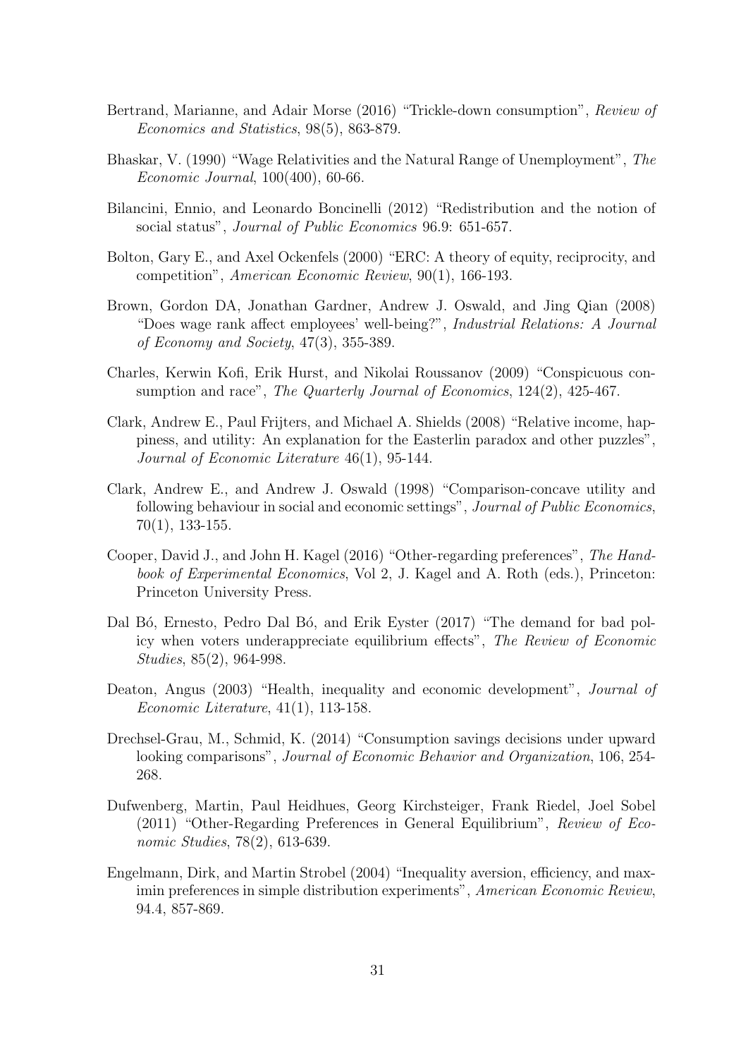Bertrand, Marianne, and Adair Morse (2016) "Trickle-down consumption", *Review of Economics and Statistics*, 98(5), 863-879.

Bhaskar, V. (1990) "Wage Relativities and the Natural Range of Unemployment", *The Economic Journal*, 100(400), 60-66.

Bilancini, Ennio, and Leonardo Boncinelli (2012) "Redistribution and the notion of social status", *Journal of Public Economics* 96.9: 651-657.

Bolton, Gary E., and Axel Ockenfels (2000) "ERC: A theory of equity, reciprocity, and competition", *American Economic Review*, 90(1), 166-193.

Brown, Gordon DA, Jonathan Gardner, Andrew J. Oswald, and Jing Qian (2008) "Does wage rank affect employees' well-being?", *Industrial Relations: A Journal of Economy and Society*, 47(3), 355-389.

Charles, Kerwin Kofi, Erik Hurst, and Nikolai Roussanov (2009) "Conspicuous consumption and race", *The Quarterly Journal of Economics*, 124(2), 425-467.

Clark, Andrew E., Paul Frijters, and Michael A. Shields (2008) "Relative income, happiness, and utility: An explanation for the Easterlin paradox and other puzzles", *Journal of Economic Literature* 46(1), 95-144.

Clark, Andrew E., and Andrew J. Oswald (1998) "Comparison-concave utility and following behaviour in social and economic settings", *Journal of Public Economics*, 70(1), 133-155.

Cooper, David J., and John H. Kagel (2016) "Other-regarding preferences", *The Handbook of Experimental Economics*, Vol 2, J. Kagel and A. Roth (eds.), Princeton: Princeton University Press.

Dal Bó, Ernesto, Pedro Dal Bó, and Erik Eyster (2017) "The demand for bad policy when voters underappreciate equilibrium effects", *The Review of Economic Studies*, 85(2), 964-998.

Deaton, Angus (2003) "Health, inequality and economic development", *Journal of Economic Literature*, 41(1), 113-158.

Drechsel-Grau, M., Schmid, K. (2014) "Consumption savings decisions under upward looking comparisons", *Journal of Economic Behavior and Organization*, 106, 254-268.

Dufwenberg, Martin, Paul Heidhues, Georg Kirchsteiger, Frank Riedel, Joel Sobel (2011) "Other-Regarding Preferences in General Equilibrium", *Review of Economic Studies*, 78(2), 613-639.

Engelmann, Dirk, and Martin Strobel (2004) "Inequality aversion, efficiency, and maximin preferences in simple distribution experiments", *American Economic Review*, 94.4, 857-869.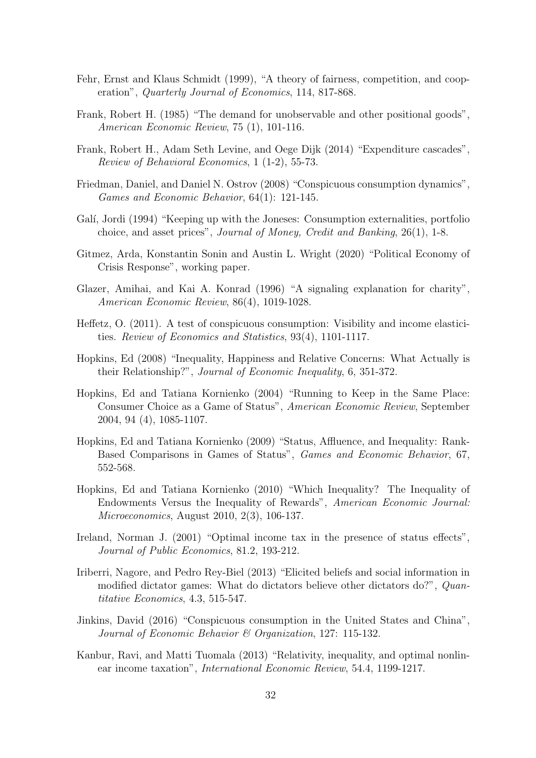Fehr, Ernst and Klaus Schmidt (1999), "A theory of fairness, competition, and cooperation", *Quarterly Journal of Economics*, 114, 817-868.

Frank, Robert H. (1985) "The demand for unobservable and other positional goods", *American Economic Review*, 75 (1), 101-116.

Frank, Robert H., Adam Seth Levine, and Oege Dijk (2014) "Expenditure cascades", *Review of Behavioral Economics*, 1 (1-2), 55-73.

Friedman, Daniel, and Daniel N. Ostrov (2008) "Conspicuous consumption dynamics", *Games and Economic Behavior*, 64(1): 121-145.

Galí, Jordi (1994) "Keeping up with the Joneses: Consumption externalities, portfolio choice, and asset prices", *Journal of Money, Credit and Banking*, 26(1), 1-8.

Gitmez, Arda, Konstantin Sonin and Austin L. Wright (2020) "Political Economy of Crisis Response", working paper.

Glazer, Amihai, and Kai A. Konrad (1996) "A signaling explanation for charity", *American Economic Review*, 86(4), 1019-1028.

Heffetz, O. (2011). A test of conspicuous consumption: Visibility and income elasticities. *Review of Economics and Statistics*, 93(4), 1101-1117.

Hopkins, Ed (2008) "Inequality, Happiness and Relative Concerns: What Actually is their Relationship?", *Journal of Economic Inequality*, 6, 351-372.

Hopkins, Ed and Tatiana Kornienko (2004) "Running to Keep in the Same Place: Consumer Choice as a Game of Status", *American Economic Review*, September 2004, 94 (4), 1085-1107.

Hopkins, Ed and Tatiana Kornienko (2009) "Status, Affluence, and Inequality: Rank-Based Comparisons in Games of Status", *Games and Economic Behavior*, 67, 552-568.

Hopkins, Ed and Tatiana Kornienko (2010) "Which Inequality? The Inequality of Endowments Versus the Inequality of Rewards", *American Economic Journal: Microeconomics*, August 2010, 2(3), 106-137.

Ireland, Norman J. (2001) "Optimal income tax in the presence of status effects", *Journal of Public Economics*, 81.2, 193-212.

Iriberri, Nagore, and Pedro Rey-Biel (2013) "Elicited beliefs and social information in modified dictator games: What do dictators believe other dictators do?", *Quantitative Economics*, 4.3, 515-547.

Jinkins, David (2016) "Conspicuous consumption in the United States and China", *Journal of Economic Behavior & Organization*, 127: 115-132.

Kanbur, Ravi, and Matti Tuomala (2013) "Relativity, inequality, and optimal nonlinear income taxation", *International Economic Review*, 54.4, 1199-1217.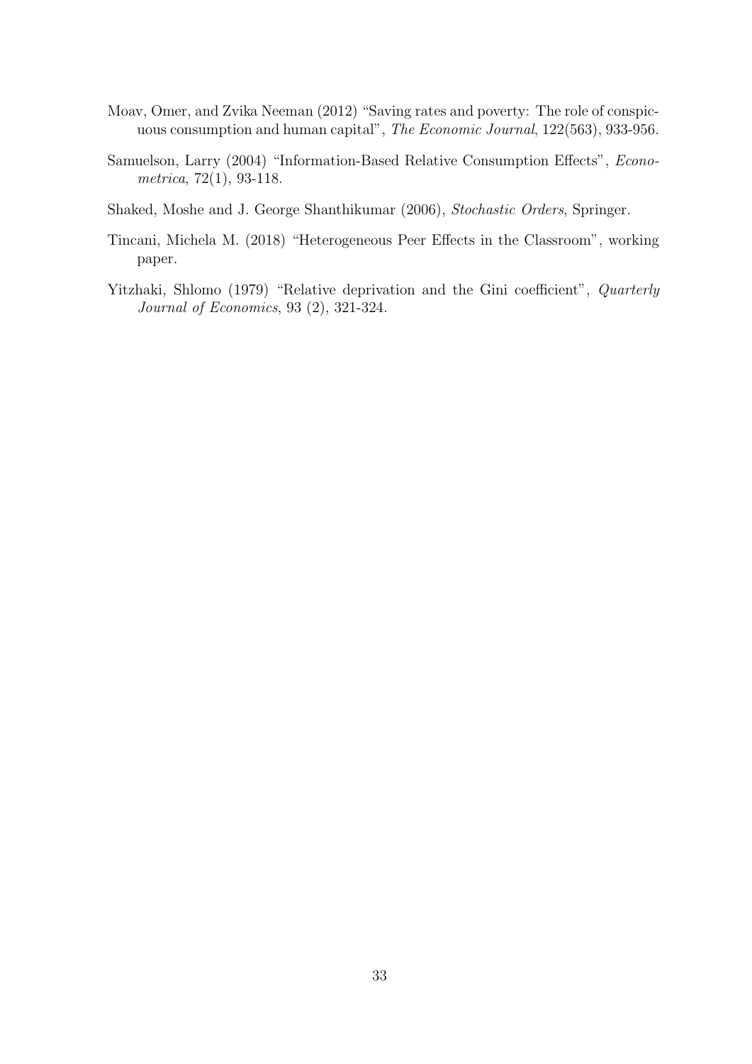Moav, Omer, and Zvika Neeman (2012) "Saving rates and poverty: The role of conspicuous consumption and human capital", *The Economic Journal*, 122(563), 933-956.

Samuelson, Larry (2004) "Information-Based Relative Consumption Effects", *Econometrica*, 72(1), 93-118.

Shaked, Moshe and J. George Shanthikumar (2006), *Stochastic Orders*, Springer.

Tincani, Michela M. (2018) "Heterogeneous Peer Effects in the Classroom", working paper.

Yitzhaki, Shlomo (1979) "Relative deprivation and the Gini coefficient", *Quarterly Journal of Economics*, 93 (2), 321-324.